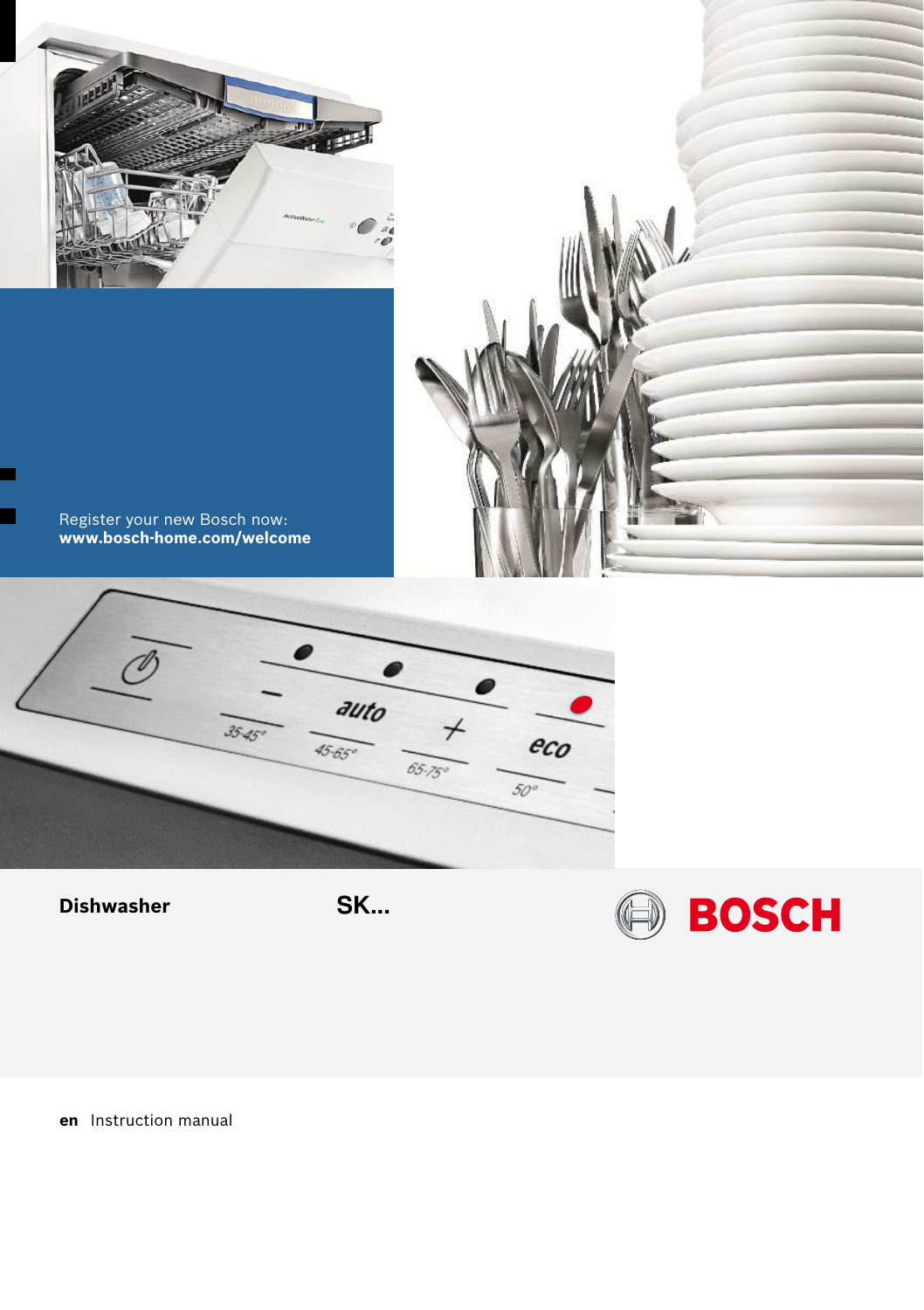Register your new Bosch now:
**www.bosch-home.com/welcome**

**Dishwasher** **SK...**

BOSCH

**en** Instruction manual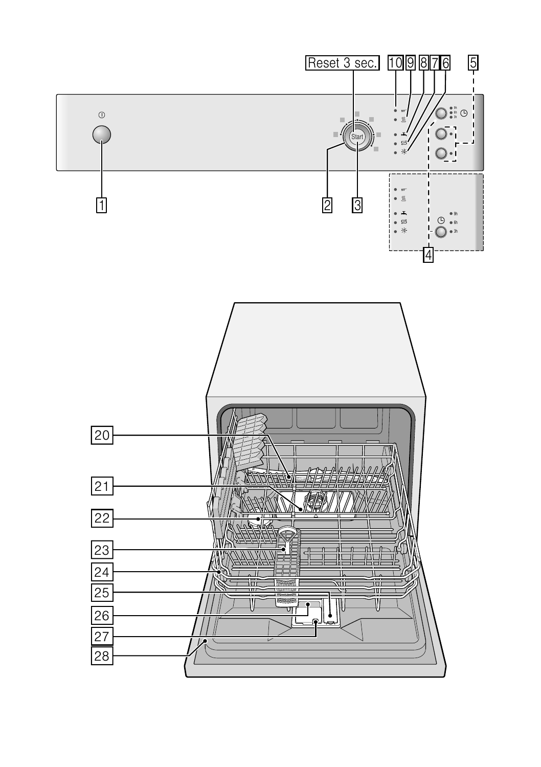Reset 3 sec. 10 9 8 7 6 5

Start

9h 6h 3h

1 2 3

9h 6h 3h

4

20

21

22

23

24

25

26

27

28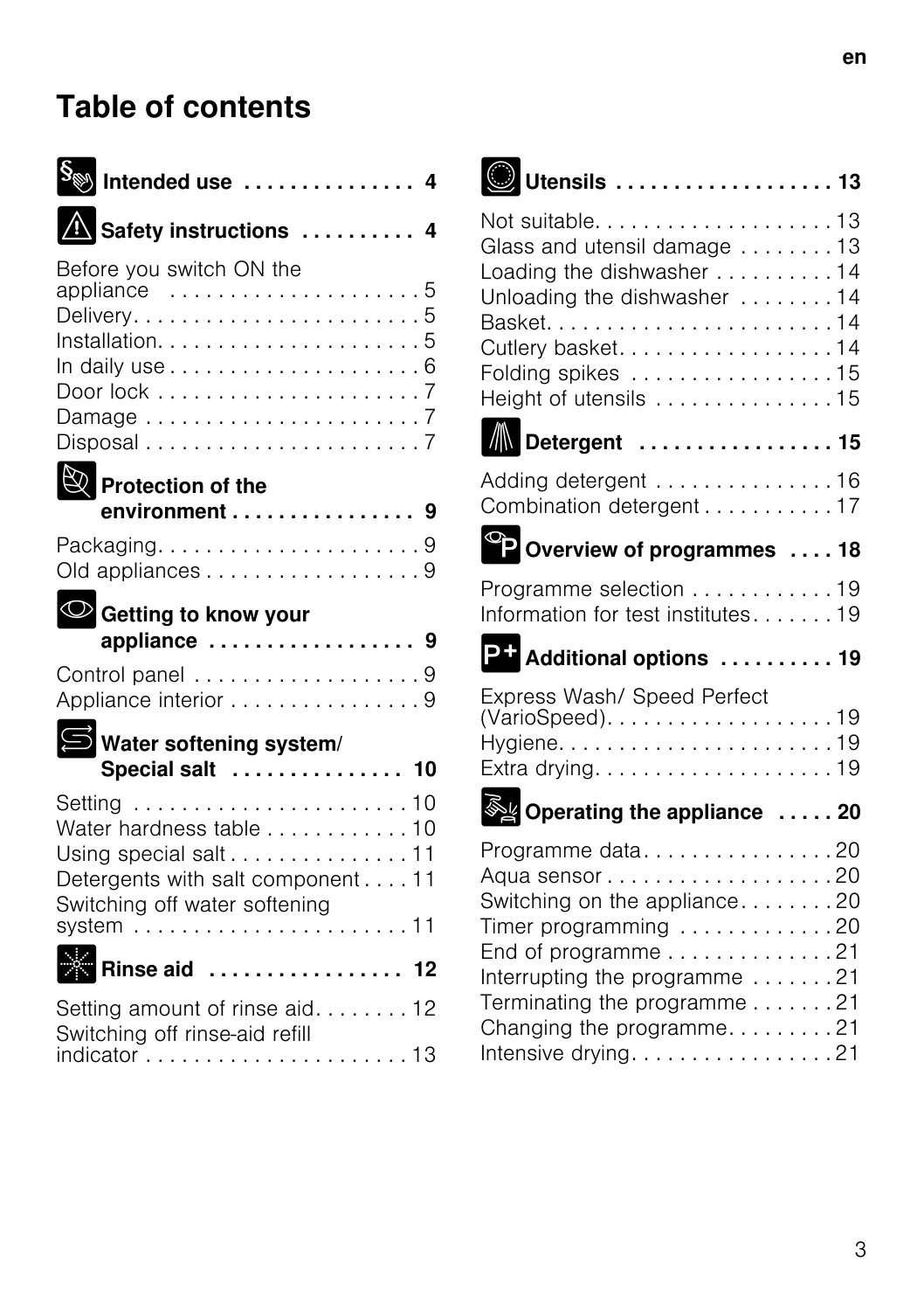# Table of contents

**Intended use . . . . . . . . . . . . . . . 4**

**Safety instructions . . . . . . . . . . 4**

Before you switch ON the appliance . . . . . . . . . . . . . . . . . . . . 5
Delivery. . . . . . . . . . . . . . . . . . . . . . . . 5
Installation. . . . . . . . . . . . . . . . . . . . . 5
In daily use . . . . . . . . . . . . . . . . . . . . 6
Door lock . . . . . . . . . . . . . . . . . . . . . . 7
Damage . . . . . . . . . . . . . . . . . . . . . . . 7
Disposal . . . . . . . . . . . . . . . . . . . . . . . 7

**Protection of the environment . . . . . . . . . . . . . . . 9**

Packaging. . . . . . . . . . . . . . . . . . . . . . 9
Old appliances . . . . . . . . . . . . . . . . . . 9

**Getting to know your appliance . . . . . . . . . . . . . . . . . 9**

Control panel . . . . . . . . . . . . . . . . . . . 9
Appliance interior . . . . . . . . . . . . . . . . 9

**Water softening system/ Special salt . . . . . . . . . . . . . . . 10**

Setting . . . . . . . . . . . . . . . . . . . . . . . 10
Water hardness table . . . . . . . . . . . . 10
Using special salt . . . . . . . . . . . . . . . 11
Detergents with salt component . . . . 11
Switching off water softening system . . . . . . . . . . . . . . . . . . . . . . . 11

**Rinse aid . . . . . . . . . . . . . . . . . 12**

Setting amount of rinse aid. . . . . . . . 12
Switching off rinse-aid refill indicator . . . . . . . . . . . . . . . . . . . . . . 13

**Utensils . . . . . . . . . . . . . . . . . . 13**

Not suitable. . . . . . . . . . . . . . . . . . . . 13
Glass and utensil damage . . . . . . . . 13
Loading the dishwasher . . . . . . . . . . 14
Unloading the dishwasher . . . . . . . . 14
Basket. . . . . . . . . . . . . . . . . . . . . . . . 14
Cutlery basket. . . . . . . . . . . . . . . . . . 14
Folding spikes . . . . . . . . . . . . . . . . . 15
Height of utensils . . . . . . . . . . . . . . . 15

**Detergent . . . . . . . . . . . . . . . . . 15**

Adding detergent . . . . . . . . . . . . . . . 16
Combination detergent . . . . . . . . . . . 17

**Overview of programmes . . . . 18**

Programme selection . . . . . . . . . . . . 19
Information for test institutes. . . . . . . 19

**Additional options . . . . . . . . . . 19**

Express Wash/ Speed Perfect (VarioSpeed). . . . . . . . . . . . . . . . . . . 19
Hygiene. . . . . . . . . . . . . . . . . . . . . . . 19
Extra drying. . . . . . . . . . . . . . . . . . . . 19

**Operating the appliance . . . . . 20**

Programme data. . . . . . . . . . . . . . . . 20
Aqua sensor . . . . . . . . . . . . . . . . . . . 20
Switching on the appliance. . . . . . . . 20
Timer programming . . . . . . . . . . . . . 20
End of programme . . . . . . . . . . . . . . 21
Interrupting the programme . . . . . . . 21
Terminating the programme . . . . . . . 21
Changing the programme. . . . . . . . . 21
Intensive drying. . . . . . . . . . . . . . . . . 21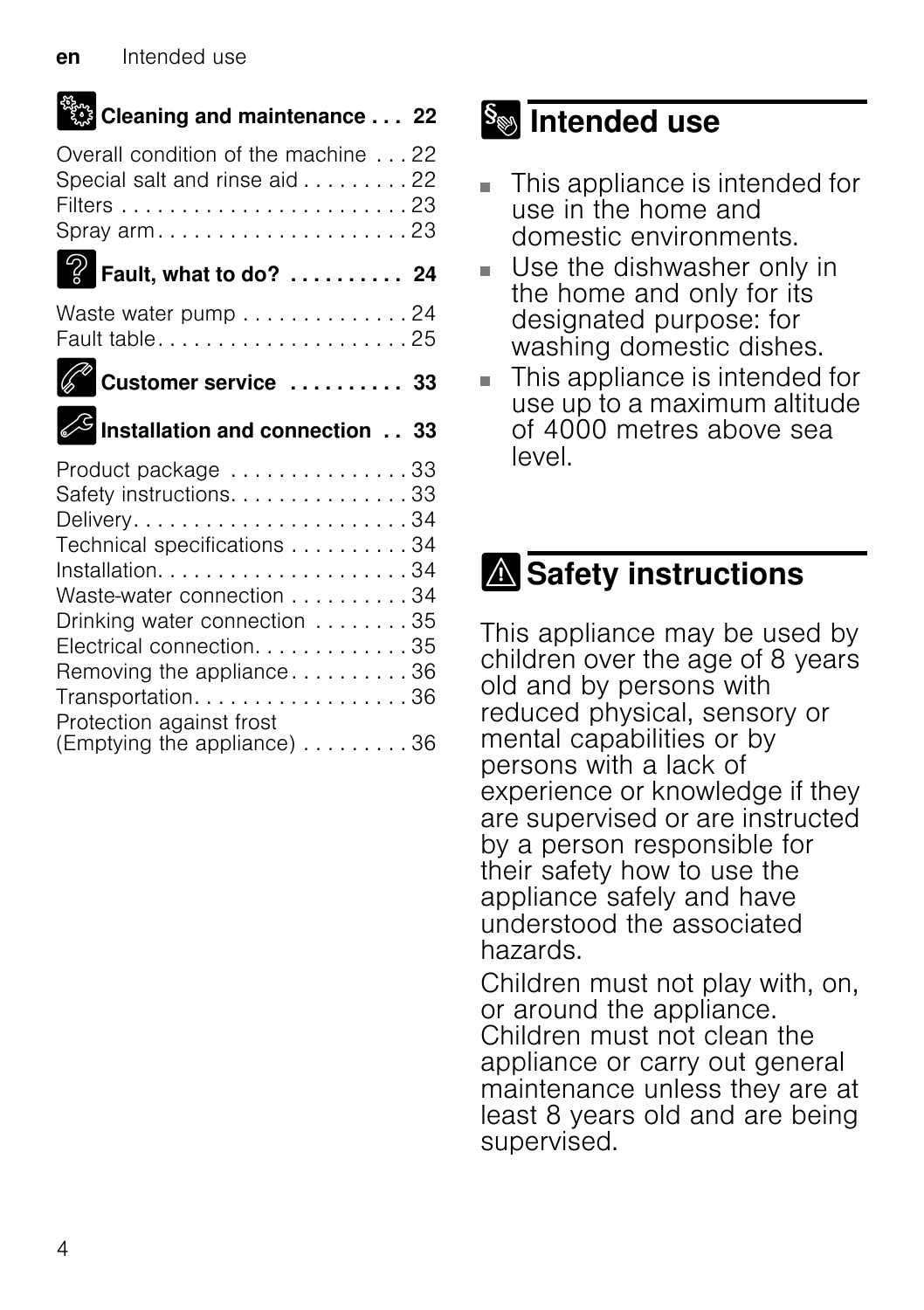**Cleaning and maintenance . . . 22**

Overall condition of the machine . . . 22
Special salt and rinse aid . . . . . . . . . 22
Filters . . . . . . . . . . . . . . . . . . . . . . . . . 23
Spray arm . . . . . . . . . . . . . . . . . . . . . 23

**Fault, what to do? . . . . . . . . . . 24**

Waste water pump . . . . . . . . . . . . . . 24
Fault table . . . . . . . . . . . . . . . . . . . . . 25

**Customer service . . . . . . . . . . 33**

**Installation and connection . . 33**

Product package . . . . . . . . . . . . . . . 33
Safety instructions . . . . . . . . . . . . . . . 33
Delivery . . . . . . . . . . . . . . . . . . . . . . . 34
Technical specifications . . . . . . . . . . 34
Installation . . . . . . . . . . . . . . . . . . . . . 34
Waste-water connection . . . . . . . . . . 34
Drinking water connection . . . . . . . . 35
Electrical connection . . . . . . . . . . . . . 35
Removing the appliance . . . . . . . . . . 36
Transportation . . . . . . . . . . . . . . . . . . 36
Protection against frost (Emptying the appliance) . . . . . . . . . 36

# Intended use

- This appliance is intended for use in the home and domestic environments.
- Use the dishwasher only in the home and only for its designated purpose: for washing domestic dishes.
- This appliance is intended for use up to a maximum altitude of 4000 metres above sea level.

# Safety instructions

This appliance may be used by children over the age of 8 years old and by persons with reduced physical, sensory or mental capabilities or by persons with a lack of experience or knowledge if they are supervised or are instructed by a person responsible for their safety how to use the appliance safely and have understood the associated hazards.

Children must not play with, on, or around the appliance. Children must not clean the appliance or carry out general maintenance unless they are at least 8 years old and are being supervised.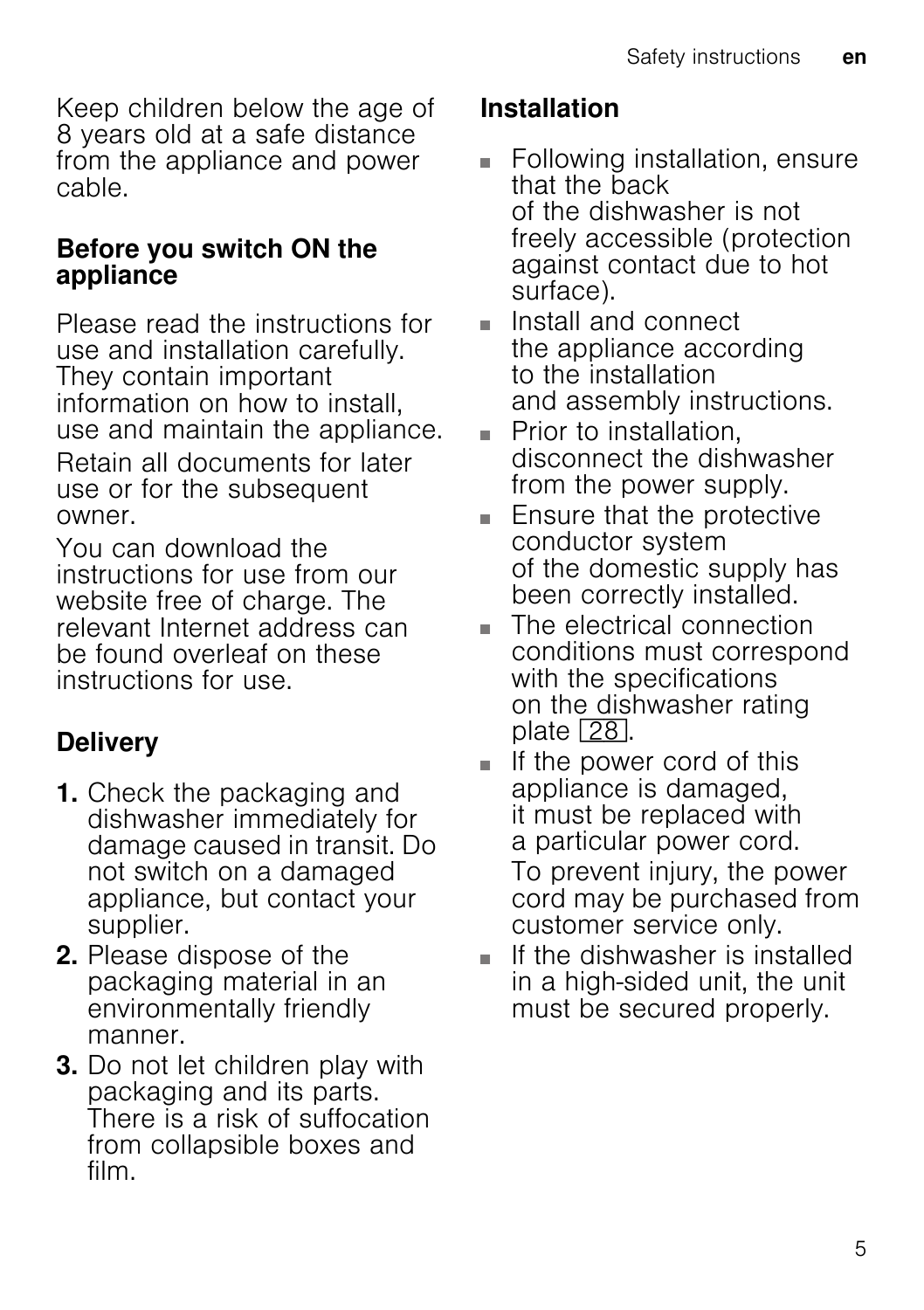Keep children below the age of 8 years old at a safe distance from the appliance and power cable.

## Before you switch ON the appliance

Please read the instructions for use and installation carefully. They contain important information on how to install, use and maintain the appliance.

Retain all documents for later use or for the subsequent owner.

You can download the instructions for use from our website free of charge. The relevant Internet address can be found overleaf on these instructions for use.

## Delivery

1. Check the packaging and dishwasher immediately for damage caused in transit. Do not switch on a damaged appliance, but contact your supplier.
2. Please dispose of the packaging material in an environmentally friendly manner.
3. Do not let children play with packaging and its parts. There is a risk of suffocation from collapsible boxes and film.

## Installation

- Following installation, ensure that the back of the dishwasher is not freely accessible (protection against contact due to hot surface).
- Install and connect the appliance according to the installation and assembly instructions.
- Prior to installation, disconnect the dishwasher from the power supply.
- Ensure that the protective conductor system of the domestic supply has been correctly installed.
- The electrical connection conditions must correspond with the specifications on the dishwasher rating plate 28.
- If the power cord of this appliance is damaged, it must be replaced with a particular power cord.

  To prevent injury, the power cord may be purchased from customer service only.
- If the dishwasher is installed in a high-sided unit, the unit must be secured properly.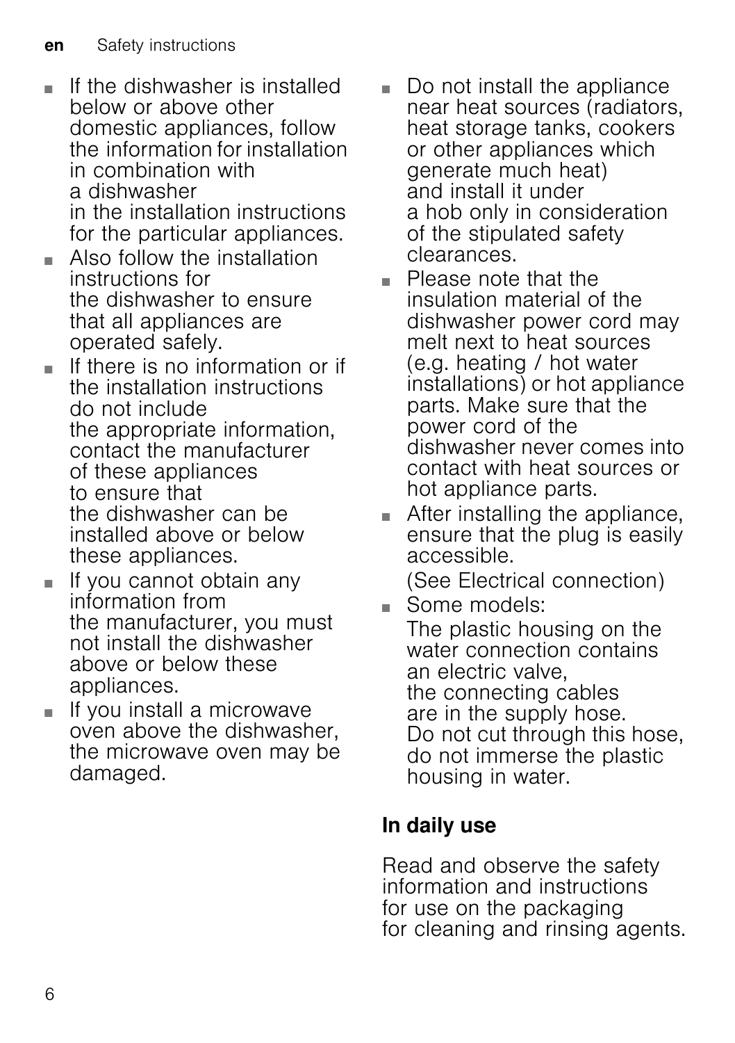- If the dishwasher is installed below or above other domestic appliances, follow the information for installation in combination with a dishwasher in the installation instructions for the particular appliances.
- Also follow the installation instructions for the dishwasher to ensure that all appliances are operated safely.
- If there is no information or if the installation instructions do not include the appropriate information, contact the manufacturer of these appliances to ensure that the dishwasher can be installed above or below these appliances.
- If you cannot obtain any information from the manufacturer, you must not install the dishwasher above or below these appliances.
- If you install a microwave oven above the dishwasher, the microwave oven may be damaged.
- Do not install the appliance near heat sources (radiators, heat storage tanks, cookers or other appliances which generate much heat) and install it under a hob only in consideration of the stipulated safety clearances.
- Please note that the insulation material of the dishwasher power cord may melt next to heat sources (e.g. heating / hot water installations) or hot appliance parts. Make sure that the power cord of the dishwasher never comes into contact with heat sources or hot appliance parts.
- After installing the appliance, ensure that the plug is easily accessible.

  (See Electrical connection)
- Some models:
  The plastic housing on the water connection contains an electric valve, the connecting cables are in the supply hose. Do not cut through this hose, do not immerse the plastic housing in water.

### In daily use

Read and observe the safety information and instructions for use on the packaging for cleaning and rinsing agents.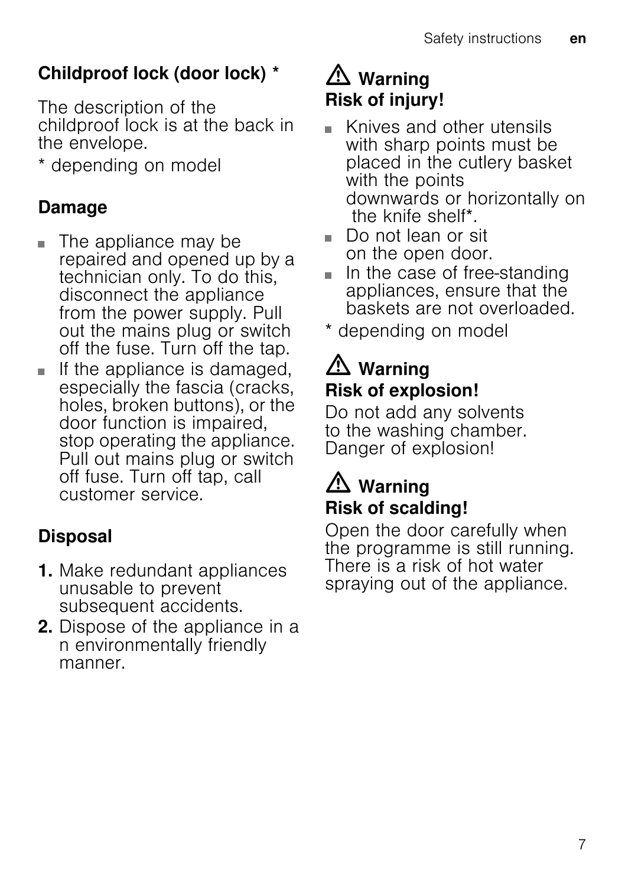### Childproof lock (door lock) *

The description of the childproof lock is at the back in the envelope.

* depending on model

### Damage

- The appliance may be repaired and opened up by a technician only. To do this, disconnect the appliance from the power supply. Pull out the mains plug or switch off the fuse. Turn off the tap.
- If the appliance is damaged, especially the fascia (cracks, holes, broken buttons), or the door function is impaired, stop operating the appliance. Pull out mains plug or switch off fuse. Turn off tap, call customer service.

### Disposal

1. Make redundant appliances unusable to prevent subsequent accidents.
2. Dispose of the appliance in a n environmentally friendly manner.

⚠ **Warning**
**Risk of injury!**

- Knives and other utensils with sharp points must be placed in the cutlery basket with the points downwards or horizontally on the knife shelf*.
- Do not lean or sit on the open door.
- In the case of free-standing appliances, ensure that the baskets are not overloaded.

* depending on model

⚠ **Warning**
**Risk of explosion!**

Do not add any solvents to the washing chamber. Danger of explosion!

⚠ **Warning**
**Risk of scalding!**

Open the door carefully when the programme is still running. There is a risk of hot water spraying out of the appliance.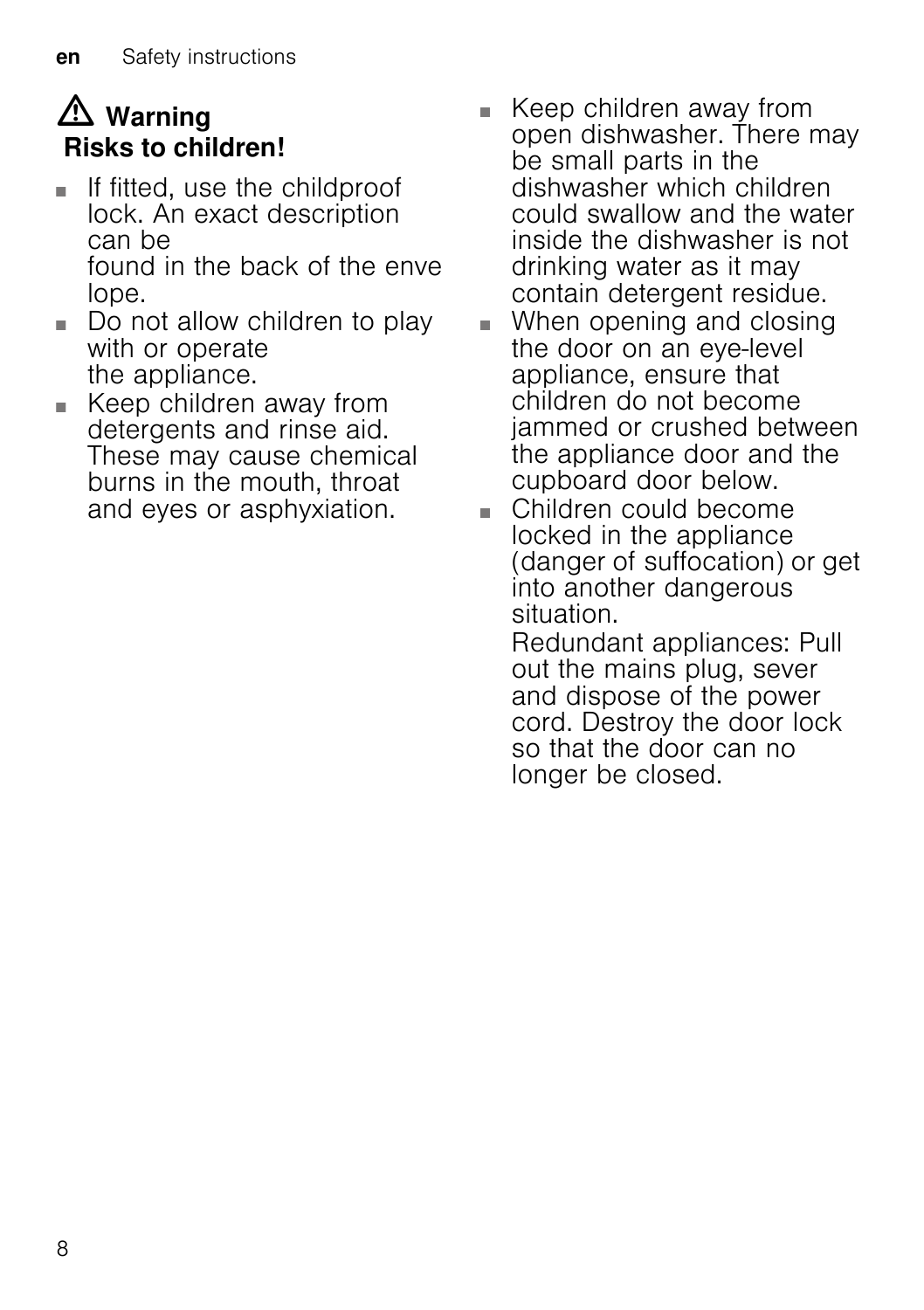## ⚠ Warning
## Risks to children!

- If fitted, use the childproof lock. An exact description can be found in the back of the envelope.
- Do not allow children to play with or operate the appliance.
- Keep children away from detergents and rinse aid. These may cause chemical burns in the mouth, throat and eyes or asphyxiation.
- Keep children away from open dishwasher. There may be small parts in the dishwasher which children could swallow and the water inside the dishwasher is not drinking water as it may contain detergent residue.
- When opening and closing the door on an eye-level appliance, ensure that children do not become jammed or crushed between the appliance door and the cupboard door below.
- Children could become locked in the appliance (danger of suffocation) or get into another dangerous situation.

  Redundant appliances: Pull out the mains plug, sever and dispose of the power cord. Destroy the door lock so that the door can no longer be closed.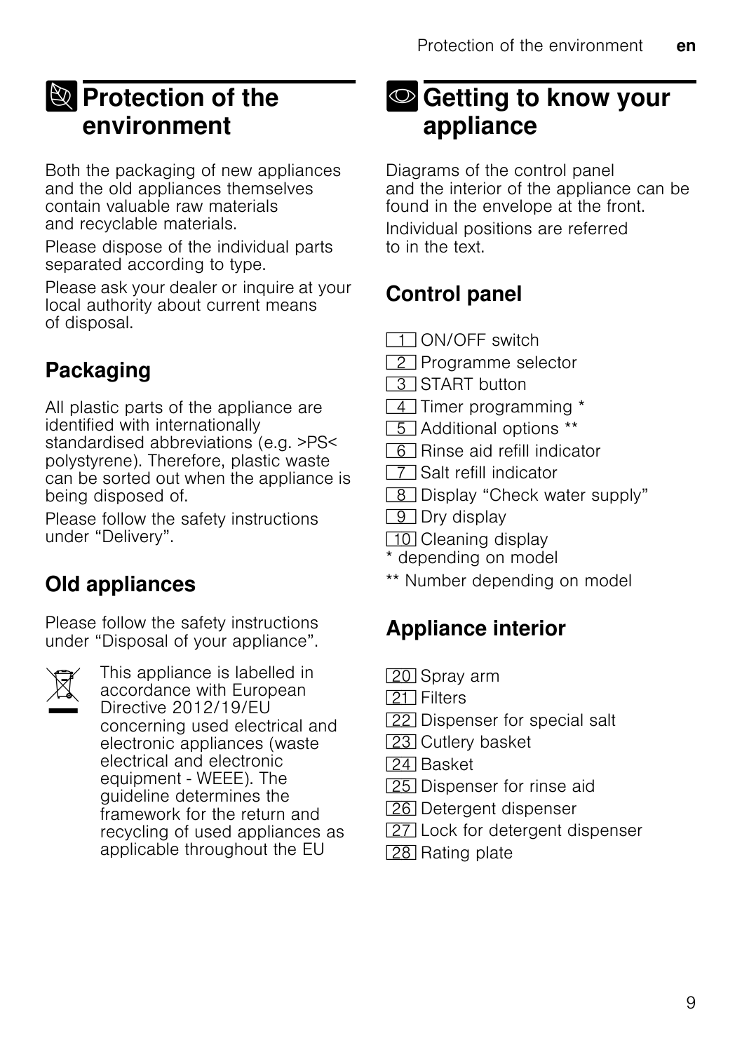# Protection of the environment

Both the packaging of new appliances and the old appliances themselves contain valuable raw materials and recyclable materials.

Please dispose of the individual parts separated according to type.

Please ask your dealer or inquire at your local authority about current means of disposal.

## Packaging

All plastic parts of the appliance are identified with internationally standardised abbreviations (e.g. >PS< polystyrene). Therefore, plastic waste can be sorted out when the appliance is being disposed of.

Please follow the safety instructions under "Delivery".

## Old appliances

Please follow the safety instructions under "Disposal of your appliance".

This appliance is labelled in accordance with European Directive 2012/19/EU concerning used electrical and electronic appliances (waste electrical and electronic equipment - WEEE). The guideline determines the framework for the return and recycling of used appliances as applicable throughout the EU

# Getting to know your appliance

Diagrams of the control panel and the interior of the appliance can be found in the envelope at the front.

Individual positions are referred to in the text.

## Control panel

1 ON/OFF switch
2 Programme selector
3 START button
4 Timer programming *
5 Additional options **
6 Rinse aid refill indicator
7 Salt refill indicator
8 Display "Check water supply"
9 Dry display
10 Cleaning display

* depending on model

** Number depending on model

## Appliance interior

20 Spray arm
21 Filters
22 Dispenser for special salt
23 Cutlery basket
24 Basket
25 Dispenser for rinse aid
26 Detergent dispenser
27 Lock for detergent dispenser
28 Rating plate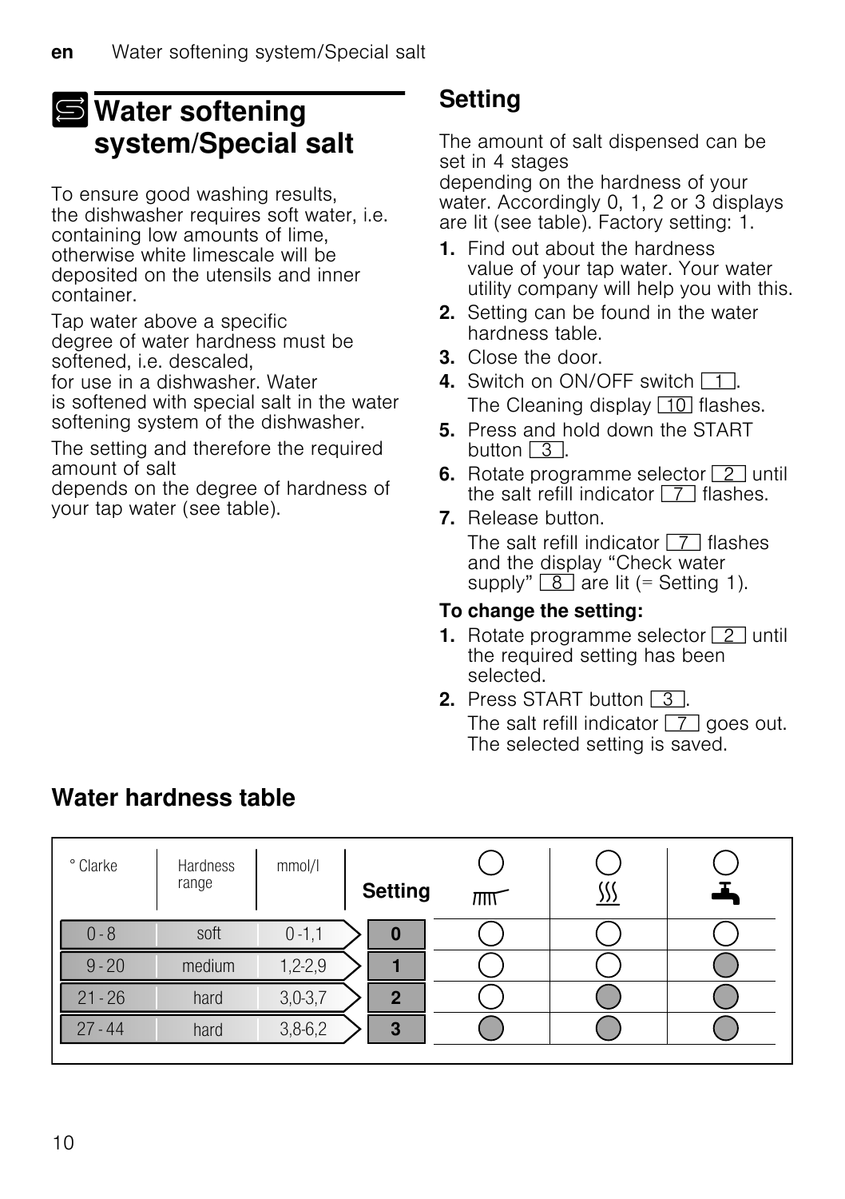# Water softening system/Special salt

To ensure good washing results, the dishwasher requires soft water, i.e. containing low amounts of lime, otherwise white limescale will be deposited on the utensils and inner container.

Tap water above a specific degree of water hardness must be softened, i.e. descaled, for use in a dishwasher. Water is softened with special salt in the water softening system of the dishwasher.

The setting and therefore the required amount of salt depends on the degree of hardness of your tap water (see table).

## Setting

The amount of salt dispensed can be set in 4 stages depending on the hardness of your water. Accordingly 0, 1, 2 or 3 displays are lit (see table). Factory setting: 1.

1. Find out about the hardness value of your tap water. Your water utility company will help you with this.
2. Setting can be found in the water hardness table.
3. Close the door.
4. Switch on ON/OFF switch 1.
   The Cleaning display 10 flashes.
5. Press and hold down the START button 3.
6. Rotate programme selector 2 until the salt refill indicator 7 flashes.
7. Release button.
   The salt refill indicator 7 flashes and the display "Check water supply" 8 are lit (= Setting 1).

**To change the setting:**

1. Rotate programme selector 2 until the required setting has been selected.
2. Press START button 3.
   The salt refill indicator 7 goes out. The selected setting is saved.

## Water hardness table

| ° Clarke | Hardness range | mmol/l | Setting | Display 1 | Display 2 | Display 3 |
|---|---|---|---|---|---|---|
| 0 - 8 | soft | 0 -1,1 | 0 | off | off | off |
| 9 - 20 | medium | 1,2-2,9 | 1 | off | off | lit |
| 21 - 26 | hard | 3,0-3,7 | 2 | off | lit | lit |
| 27 - 44 | hard | 3,8-6,2 | 3 | lit | lit | lit |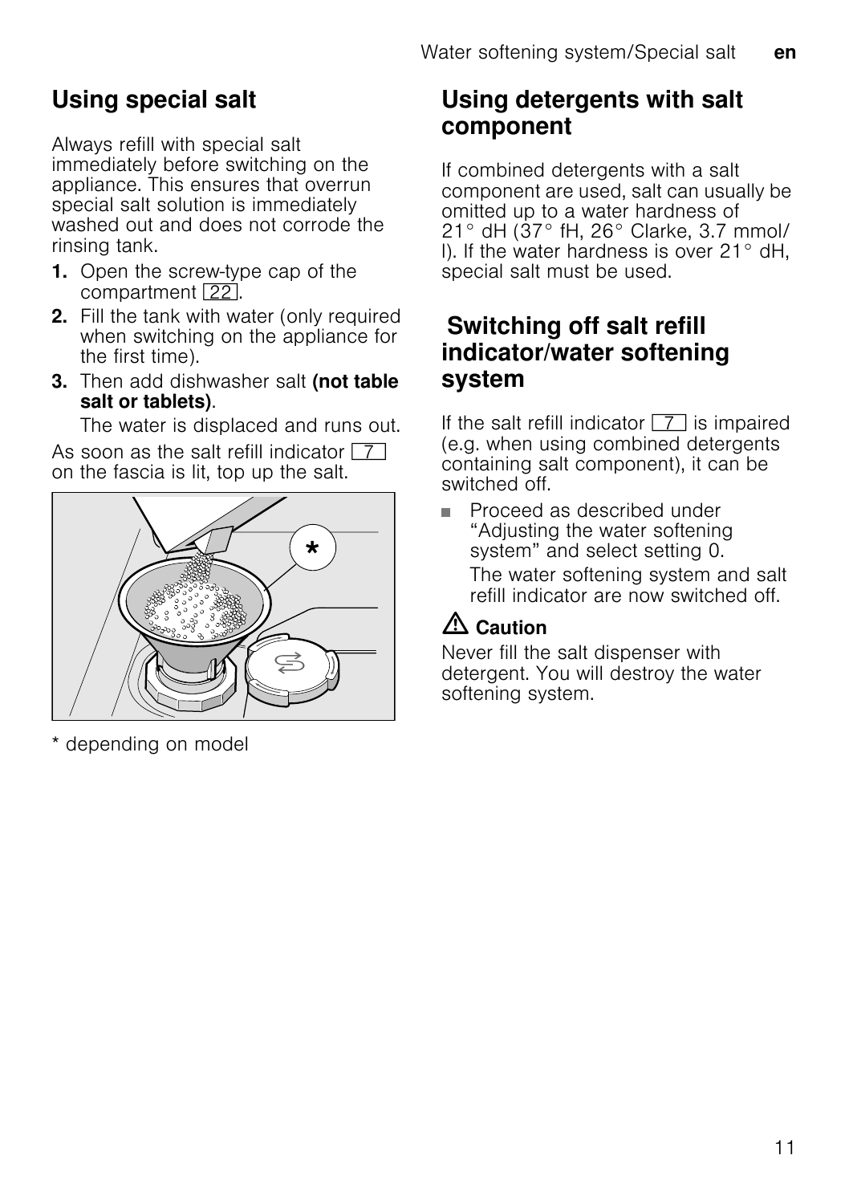## Using special salt

Always refill with special salt immediately before switching on the appliance. This ensures that overrun special salt solution is immediately washed out and does not corrode the rinsing tank.

1. Open the screw-type cap of the compartment 22.
2. Fill the tank with water (only required when switching on the appliance for the first time).
3. Then add dishwasher salt **(not table salt or tablets)**.

   The water is displaced and runs out.

As soon as the salt refill indicator 7 on the fascia is lit, top up the salt.

* depending on model

## Using detergents with salt component

If combined detergents with a salt component are used, salt can usually be omitted up to a water hardness of 21° dH (37° fH, 26° Clarke, 3.7 mmol/l). If the water hardness is over 21° dH, special salt must be used.

## Switching off salt refill indicator/water softening system

If the salt refill indicator 7 is impaired (e.g. when using combined detergents containing salt component), it can be switched off.

- Proceed as described under “Adjusting the water softening system” and select setting 0.

  The water softening system and salt refill indicator are now switched off.

**Caution**

Never fill the salt dispenser with detergent. You will destroy the water softening system.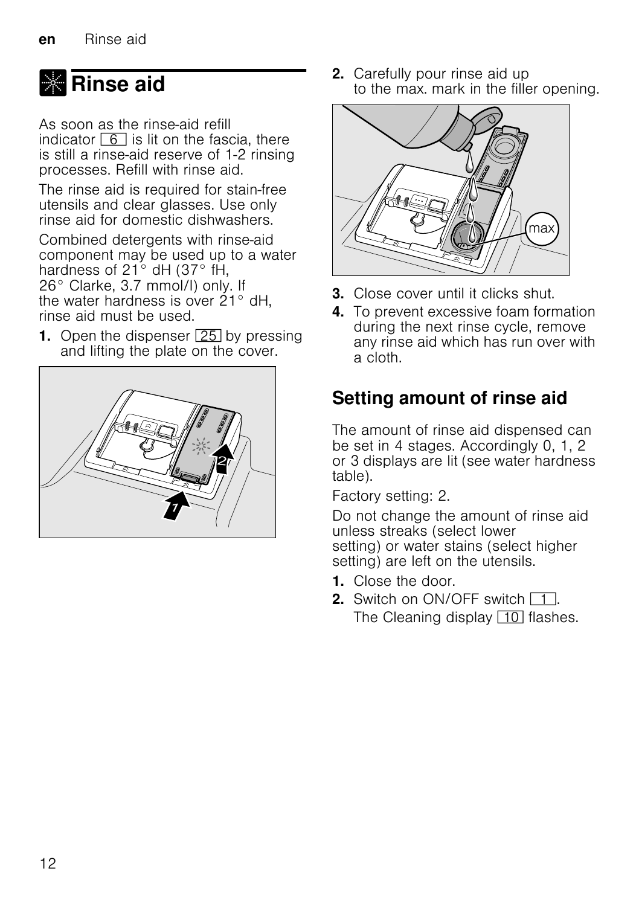# Rinse aid

As soon as the rinse-aid refill indicator 6 is lit on the fascia, there is still a rinse-aid reserve of 1-2 rinsing processes. Refill with rinse aid.

The rinse aid is required for stain-free utensils and clear glasses. Use only rinse aid for domestic dishwashers.

Combined detergents with rinse-aid component may be used up to a water hardness of 21° dH (37° fH, 26° Clarke, 3.7 mmol/l) only. If the water hardness is over 21° dH, rinse aid must be used.

1. Open the dispenser 25 by pressing and lifting the plate on the cover.
2. Carefully pour rinse aid up to the max. mark in the filler opening.
3. Close cover until it clicks shut.
4. To prevent excessive foam formation during the next rinse cycle, remove any rinse aid which has run over with a cloth.

## Setting amount of rinse aid

The amount of rinse aid dispensed can be set in 4 stages. Accordingly 0, 1, 2 or 3 displays are lit (see water hardness table).

Factory setting: 2.

Do not change the amount of rinse aid unless streaks (select lower setting) or water stains (select higher setting) are left on the utensils.

1. Close the door.
2. Switch on ON/OFF switch 1.
   The Cleaning display 10 flashes.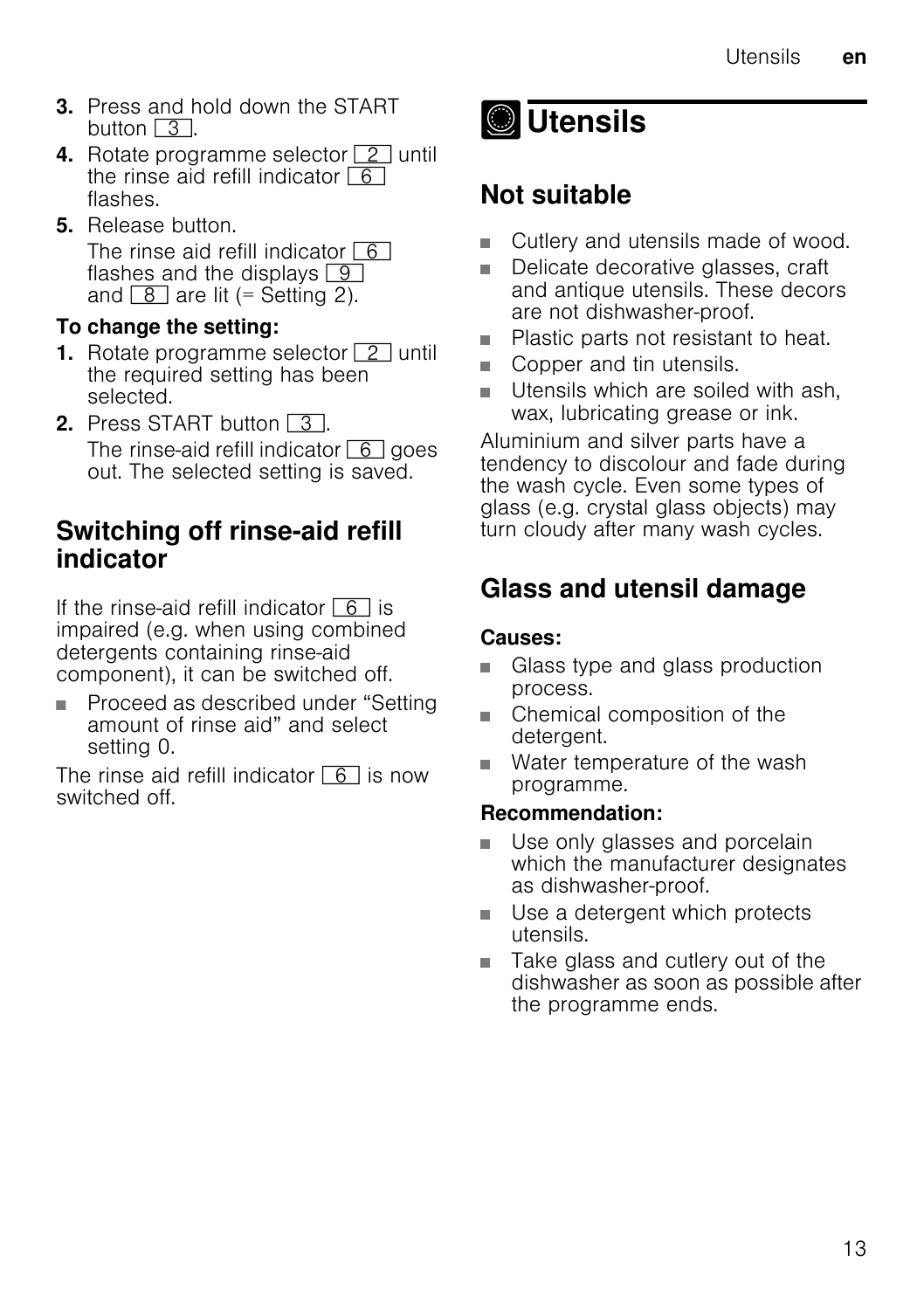3. Press and hold down the START button 3.
4. Rotate programme selector 2 until the rinse aid refill indicator 6 flashes.
5. Release button.

   The rinse aid refill indicator 6 flashes and the displays 9 and 8 are lit (= Setting 2).

**To change the setting:**

1. Rotate programme selector 2 until the required setting has been selected.
2. Press START button 3.

   The rinse-aid refill indicator 6 goes out. The selected setting is saved.

## Switching off rinse-aid refill indicator

If the rinse-aid refill indicator 6 is impaired (e.g. when using combined detergents containing rinse-aid component), it can be switched off.

- Proceed as described under "Setting amount of rinse aid" and select setting 0.

The rinse aid refill indicator 6 is now switched off.

# Utensils

## Not suitable

- Cutlery and utensils made of wood.
- Delicate decorative glasses, craft and antique utensils. These decors are not dishwasher-proof.
- Plastic parts not resistant to heat.
- Copper and tin utensils.
- Utensils which are soiled with ash, wax, lubricating grease or ink.

Aluminium and silver parts have a tendency to discolour and fade during the wash cycle. Even some types of glass (e.g. crystal glass objects) may turn cloudy after many wash cycles.

## Glass and utensil damage

**Causes:**

- Glass type and glass production process.
- Chemical composition of the detergent.
- Water temperature of the wash programme.

**Recommendation:**

- Use only glasses and porcelain which the manufacturer designates as dishwasher-proof.
- Use a detergent which protects utensils.
- Take glass and cutlery out of the dishwasher as soon as possible after the programme ends.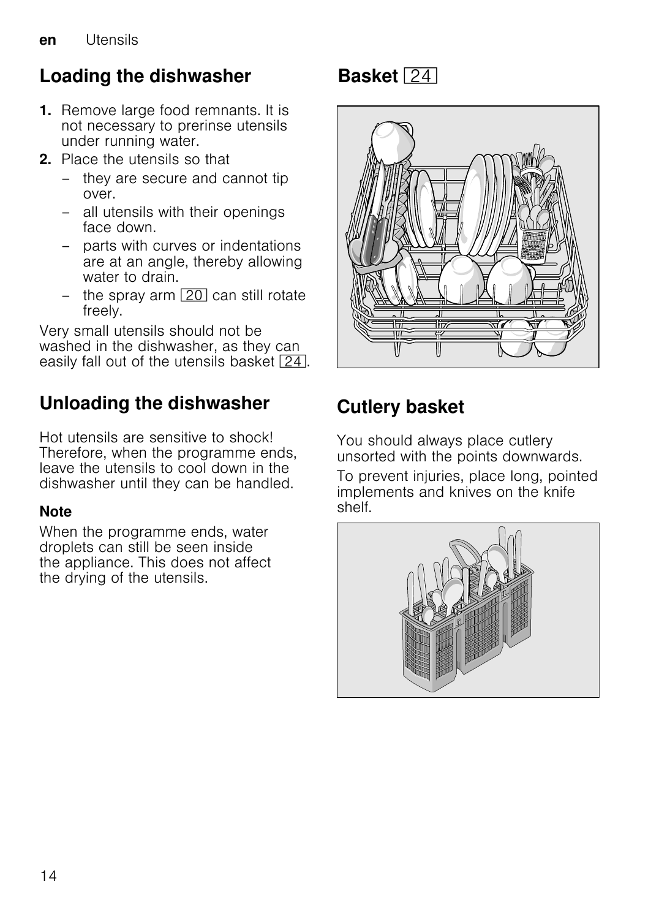## Loading the dishwasher

1. Remove large food remnants. It is not necessary to prerinse utensils under running water.
2. Place the utensils so that
   – they are secure and cannot tip over.
   – all utensils with their openings face down.
   – parts with curves or indentations are at an angle, thereby allowing water to drain.
   – the spray arm [20] can still rotate freely.

Very small utensils should not be washed in the dishwasher, as they can easily fall out of the utensils basket [24].

## Unloading the dishwasher

Hot utensils are sensitive to shock! Therefore, when the programme ends, leave the utensils to cool down in the dishwasher until they can be handled.

**Note**

When the programme ends, water droplets can still be seen inside the appliance. This does not affect the drying of the utensils.

## Basket [24]

## Cutlery basket

You should always place cutlery unsorted with the points downwards.

To prevent injuries, place long, pointed implements and knives on the knife shelf.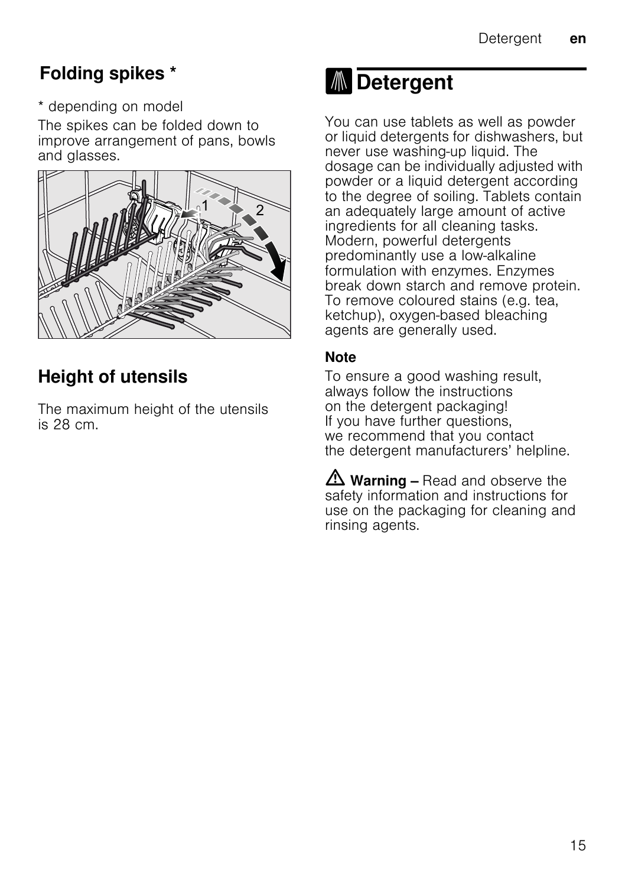## Folding spikes *

* depending on model

The spikes can be folded down to improve arrangement of pans, bowls and glasses.

## Height of utensils

The maximum height of the utensils is 28 cm.

# Detergent

You can use tablets as well as powder or liquid detergents for dishwashers, but never use washing-up liquid. The dosage can be individually adjusted with powder or a liquid detergent according to the degree of soiling. Tablets contain an adequately large amount of active ingredients for all cleaning tasks. Modern, powerful detergents predominantly use a low-alkaline formulation with enzymes. Enzymes break down starch and remove protein. To remove coloured stains (e.g. tea, ketchup), oxygen-based bleaching agents are generally used.

**Note**

To ensure a good washing result, always follow the instructions on the detergent packaging! If you have further questions, we recommend that you contact the detergent manufacturers' helpline.

⚠ **Warning –** Read and observe the safety information and instructions for use on the packaging for cleaning and rinsing agents.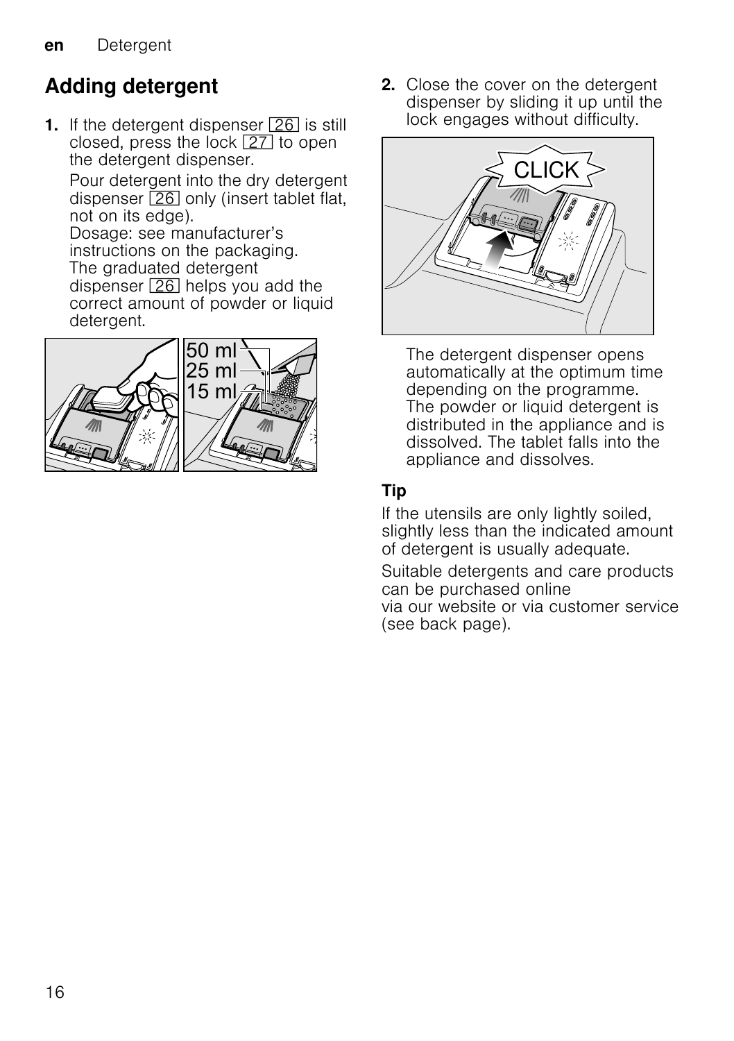## Adding detergent

1. If the detergent dispenser [26] is still closed, press the lock [27] to open the detergent dispenser.

   Pour detergent into the dry detergent dispenser [26] only (insert tablet flat, not on its edge).
   Dosage: see manufacturer's instructions on the packaging.
   The graduated detergent dispenser [26] helps you add the correct amount of powder or liquid detergent.

2. Close the cover on the detergent dispenser by sliding it up until the lock engages without difficulty.

   The detergent dispenser opens automatically at the optimum time depending on the programme. The powder or liquid detergent is distributed in the appliance and is dissolved. The tablet falls into the appliance and dissolves.

### Tip

If the utensils are only lightly soiled, slightly less than the indicated amount of detergent is usually adequate.

Suitable detergents and care products can be purchased online via our website or via customer service (see back page).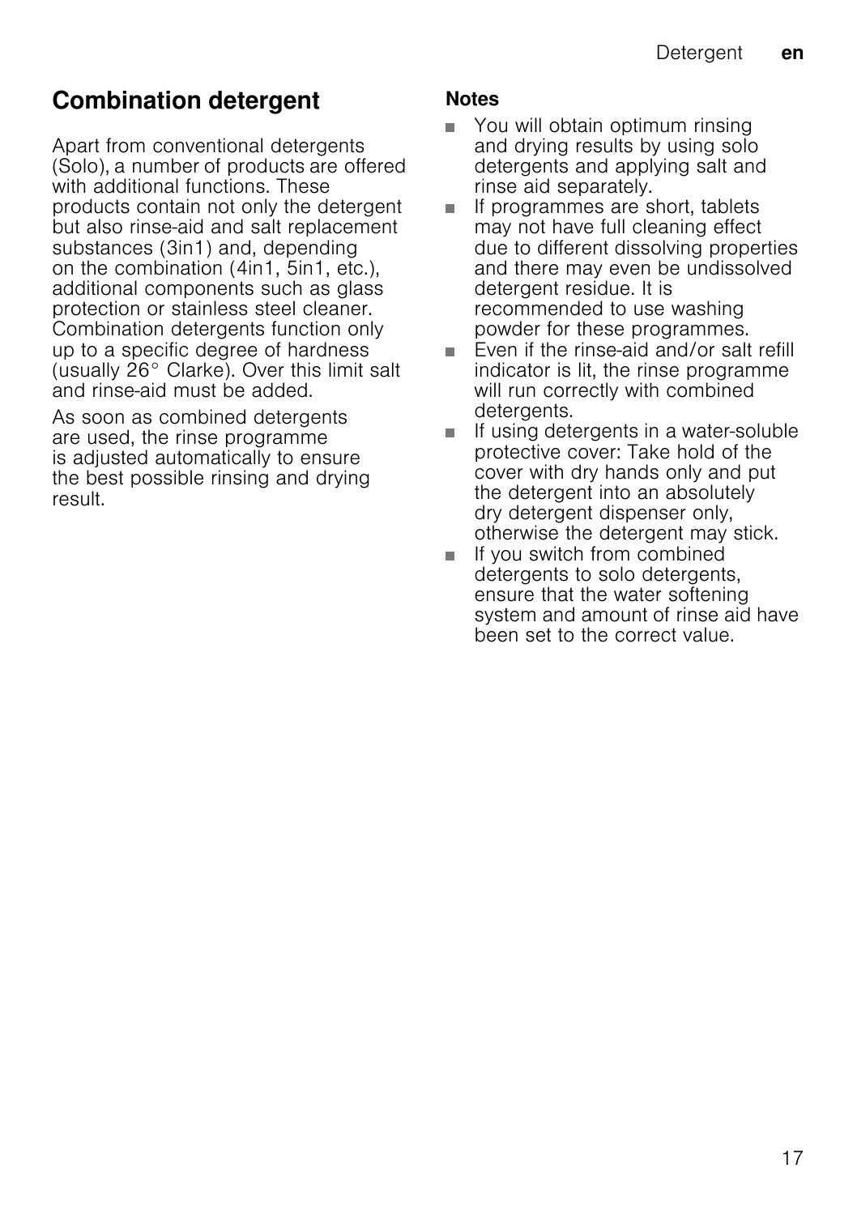## Combination detergent

Apart from conventional detergents (Solo), a number of products are offered with additional functions. These products contain not only the detergent but also rinse-aid and salt replacement substances (3in1) and, depending on the combination (4in1, 5in1, etc.), additional components such as glass protection or stainless steel cleaner. Combination detergents function only up to a specific degree of hardness (usually 26° Clarke). Over this limit salt and rinse-aid must be added.

As soon as combined detergents are used, the rinse programme is adjusted automatically to ensure the best possible rinsing and drying result.

**Notes**

- You will obtain optimum rinsing and drying results by using solo detergents and applying salt and rinse aid separately.
- If programmes are short, tablets may not have full cleaning effect due to different dissolving properties and there may even be undissolved detergent residue. It is recommended to use washing powder for these programmes.
- Even if the rinse-aid and/or salt refill indicator is lit, the rinse programme will run correctly with combined detergents.
- If using detergents in a water-soluble protective cover: Take hold of the cover with dry hands only and put the detergent into an absolutely dry detergent dispenser only, otherwise the detergent may stick.
- If you switch from combined detergents to solo detergents, ensure that the water softening system and amount of rinse aid have been set to the correct value.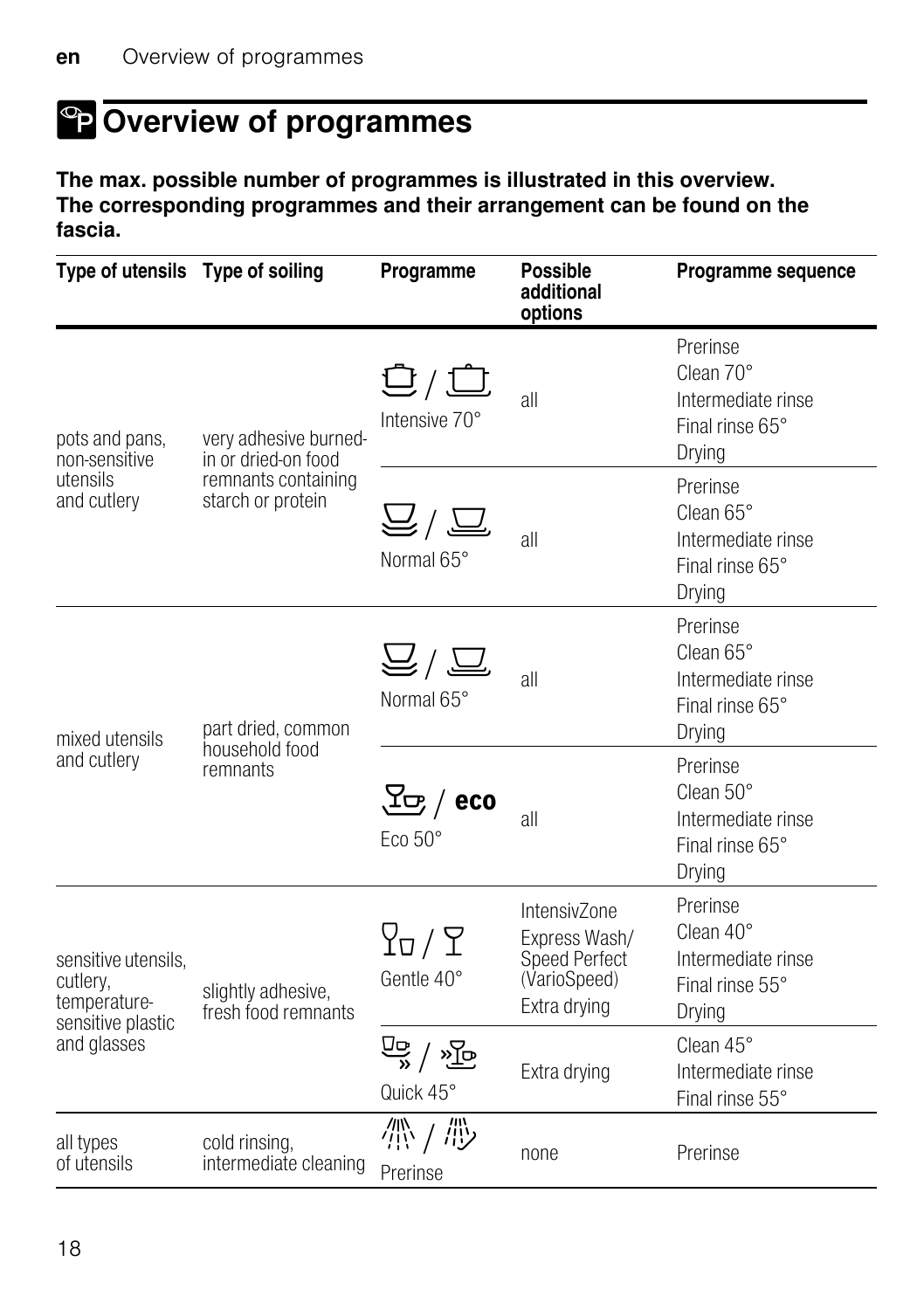# Overview of programmes

**The max. possible number of programmes is illustrated in this overview. The corresponding programmes and their arrangement can be found on the fascia.**

| Type of utensils | Type of soiling | Programme | Possible additional options | Programme sequence |
|---|---|---|---|---|
| pots and pans, non-sensitive utensils and cutlery | very adhesive burned-in or dried-on food remnants containing starch or protein | Intensive 70° | all | Prerinse<br>Clean 70°<br>Intermediate rinse<br>Final rinse 65°<br>Drying |
| | | Normal 65° | all | Prerinse<br>Clean 65°<br>Intermediate rinse<br>Final rinse 65°<br>Drying |
| mixed utensils and cutlery | part dried, common household food remnants | Normal 65° | all | Prerinse<br>Clean 65°<br>Intermediate rinse<br>Final rinse 65°<br>Drying |
| | | eco<br>Eco 50° | all | Prerinse<br>Clean 50°<br>Intermediate rinse<br>Final rinse 65°<br>Drying |
| sensitive utensils, cutlery, temperature-sensitive plastic and glasses | slightly adhesive, fresh food remnants | Gentle 40° | IntensivZone<br>Express Wash/ Speed Perfect (VarioSpeed)<br>Extra drying | Prerinse<br>Clean 40°<br>Intermediate rinse<br>Final rinse 55°<br>Drying |
| | | Quick 45° | Extra drying | Clean 45°<br>Intermediate rinse<br>Final rinse 55° |
| all types of utensils | cold rinsing, intermediate cleaning | Prerinse | none | Prerinse |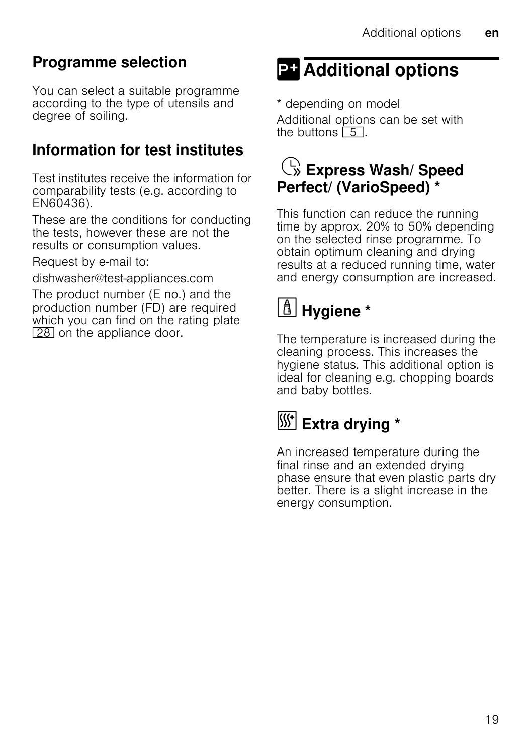## Programme selection

You can select a suitable programme according to the type of utensils and degree of soiling.

## Information for test institutes

Test institutes receive the information for comparability tests (e.g. according to EN60436).

These are the conditions for conducting the tests, however these are not the results or consumption values.

Request by e-mail to:

dishwasher@test-appliances.com

The product number (E no.) and the production number (FD) are required which you can find on the rating plate 28 on the appliance door.

# Additional options

* depending on model

Additional options can be set with the buttons 5.

## Express Wash/ Speed Perfect/ (VarioSpeed) *

This function can reduce the running time by approx. 20% to 50% depending on the selected rinse programme. To obtain optimum cleaning and drying results at a reduced running time, water and energy consumption are increased.

## Hygiene *

The temperature is increased during the cleaning process. This increases the hygiene status. This additional option is ideal for cleaning e.g. chopping boards and baby bottles.

## Extra drying *

An increased temperature during the final rinse and an extended drying phase ensure that even plastic parts dry better. There is a slight increase in the energy consumption.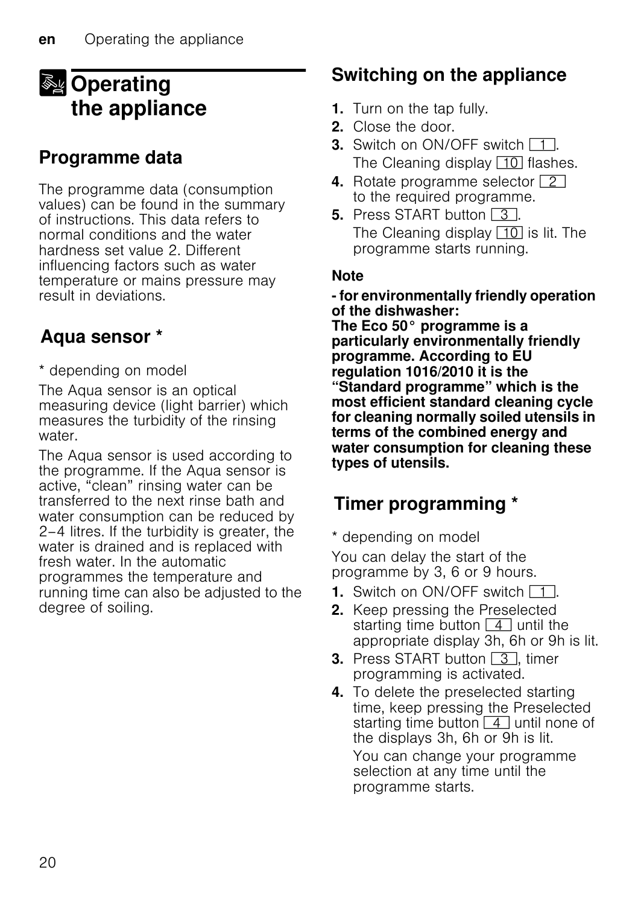# Operating the appliance

## Programme data

The programme data (consumption values) can be found in the summary of instructions. This data refers to normal conditions and the water hardness set value 2. Different influencing factors such as water temperature or mains pressure may result in deviations.

## Aqua sensor *

* depending on model

The Aqua sensor is an optical measuring device (light barrier) which measures the turbidity of the rinsing water.

The Aqua sensor is used according to the programme. If the Aqua sensor is active, "clean" rinsing water can be transferred to the next rinse bath and water consumption can be reduced by 2–4 litres. If the turbidity is greater, the water is drained and is replaced with fresh water. In the automatic programmes the temperature and running time can also be adjusted to the degree of soiling.

## Switching on the appliance

1. Turn on the tap fully.
2. Close the door.
3. Switch on ON/OFF switch 1.
   The Cleaning display 10 flashes.
4. Rotate programme selector 2 to the required programme.
5. Press START button 3.
   The Cleaning display 10 is lit. The programme starts running.

**Note**

**- for environmentally friendly operation of the dishwasher:**
**The Eco 50° programme is a particularly environmentally friendly programme. According to EU regulation 1016/2010 it is the "Standard programme" which is the most efficient standard cleaning cycle for cleaning normally soiled utensils in terms of the combined energy and water consumption for cleaning these types of utensils.**

## Timer programming *

* depending on model

You can delay the start of the programme by 3, 6 or 9 hours.

1. Switch on ON/OFF switch 1.
2. Keep pressing the Preselected starting time button 4 until the appropriate display 3h, 6h or 9h is lit.
3. Press START button 3, timer programming is activated.
4. To delete the preselected starting time, keep pressing the Preselected starting time button 4 until none of the displays 3h, 6h or 9h is lit.
   You can change your programme selection at any time until the programme starts.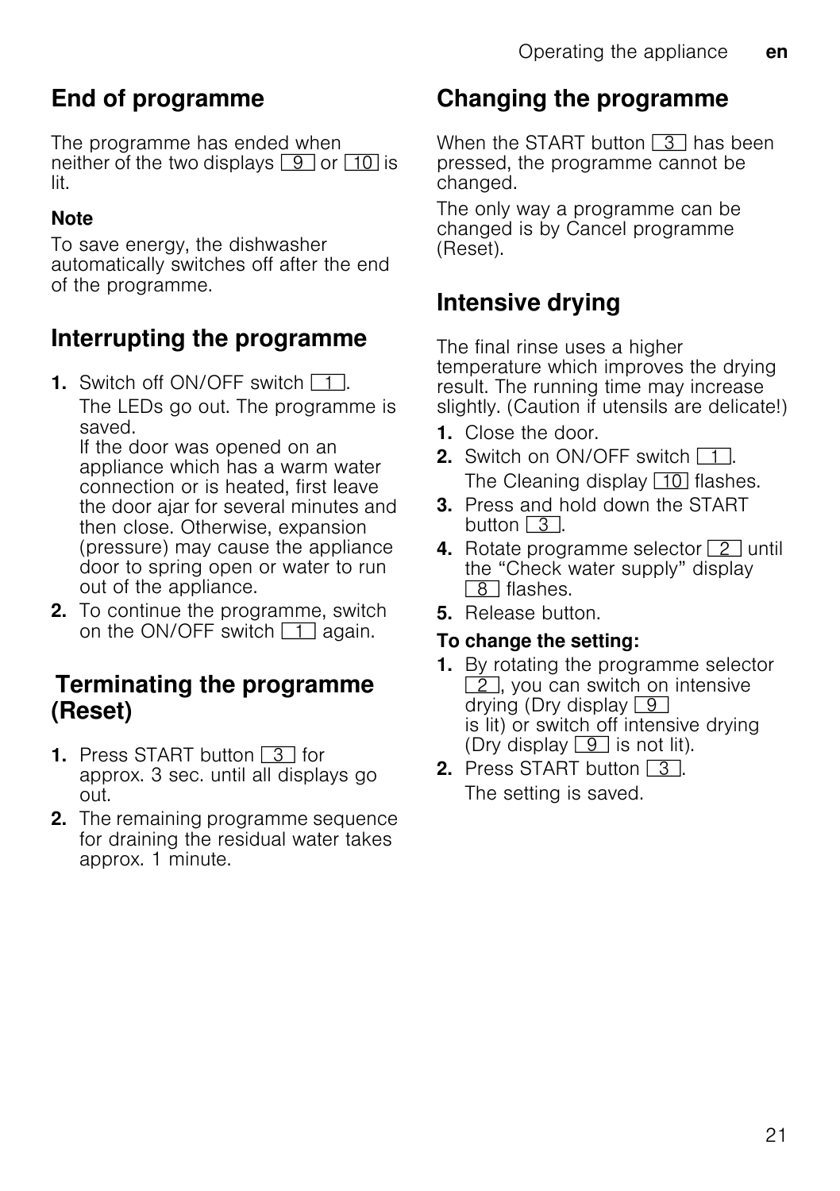## End of programme

The programme has ended when neither of the two displays 9 or 10 is lit.

**Note**

To save energy, the dishwasher automatically switches off after the end of the programme.

## Interrupting the programme

1. Switch off ON/OFF switch 1.

   The LEDs go out. The programme is saved.
   If the door was opened on an appliance which has a warm water connection or is heated, first leave the door ajar for several minutes and then close. Otherwise, expansion (pressure) may cause the appliance door to spring open or water to run out of the appliance.
2. To continue the programme, switch on the ON/OFF switch 1 again.

## Terminating the programme (Reset)

1. Press START button 3 for approx. 3 sec. until all displays go out.
2. The remaining programme sequence for draining the residual water takes approx. 1 minute.

## Changing the programme

When the START button 3 has been pressed, the programme cannot be changed.

The only way a programme can be changed is by Cancel programme (Reset).

## Intensive drying

The final rinse uses a higher temperature which improves the drying result. The running time may increase slightly. (Caution if utensils are delicate!)

1. Close the door.
2. Switch on ON/OFF switch 1.

   The Cleaning display 10 flashes.
3. Press and hold down the START button 3.
4. Rotate programme selector 2 until the "Check water supply" display 8 flashes.
5. Release button.

**To change the setting:**

1. By rotating the programme selector 2, you can switch on intensive drying (Dry display 9 is lit) or switch off intensive drying (Dry display 9 is not lit).
2. Press START button 3.

   The setting is saved.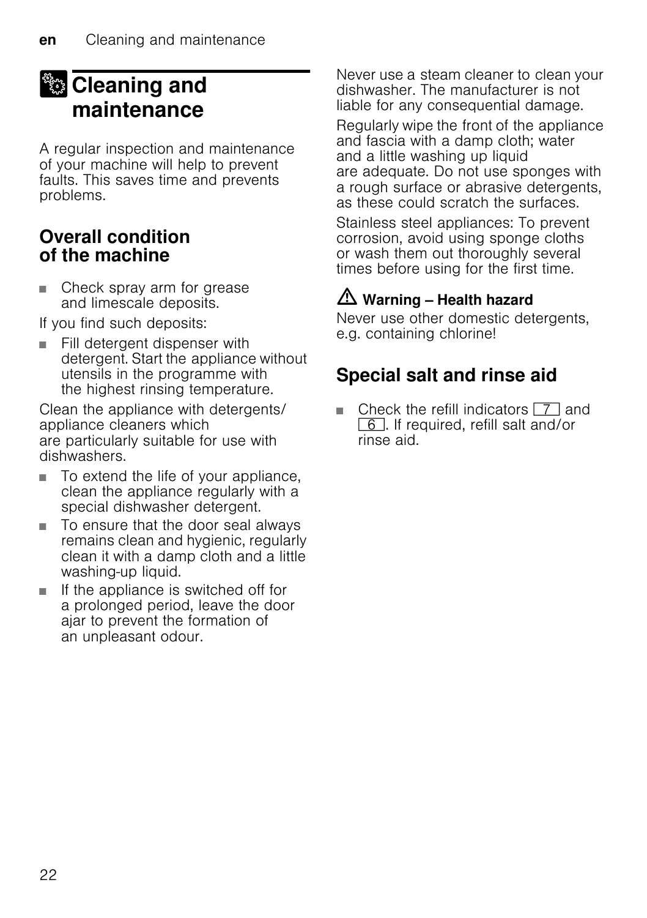# Cleaning and maintenance

A regular inspection and maintenance of your machine will help to prevent faults. This saves time and prevents problems.

## Overall condition of the machine

- Check spray arm for grease and limescale deposits.

If you find such deposits:

- Fill detergent dispenser with detergent. Start the appliance without utensils in the programme with the highest rinsing temperature.

Clean the appliance with detergents/ appliance cleaners which are particularly suitable for use with dishwashers.

- To extend the life of your appliance, clean the appliance regularly with a special dishwasher detergent.
- To ensure that the door seal always remains clean and hygienic, regularly clean it with a damp cloth and a little washing-up liquid.
- If the appliance is switched off for a prolonged period, leave the door ajar to prevent the formation of an unpleasant odour.

Never use a steam cleaner to clean your dishwasher. The manufacturer is not liable for any consequential damage.

Regularly wipe the front of the appliance and fascia with a damp cloth; water and a little washing up liquid are adequate. Do not use sponges with a rough surface or abrasive detergents, as these could scratch the surfaces.

Stainless steel appliances: To prevent corrosion, avoid using sponge cloths or wash them out thoroughly several times before using for the first time.

⚠ **Warning – Health hazard**

Never use other domestic detergents, e.g. containing chlorine!

## Special salt and rinse aid

- Check the refill indicators 7 and 6. If required, refill salt and/or rinse aid.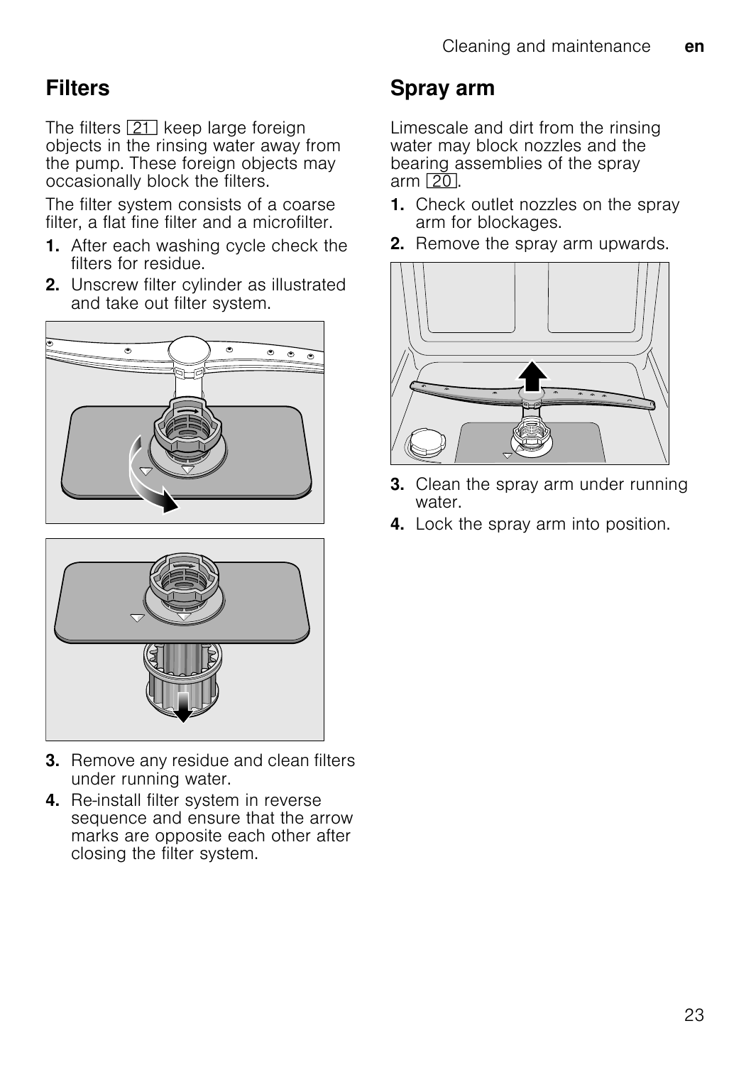## Filters

The filters [21] keep large foreign objects in the rinsing water away from the pump. These foreign objects may occasionally block the filters.

The filter system consists of a coarse filter, a flat fine filter and a microfilter.

1. After each washing cycle check the filters for residue.
2. Unscrew filter cylinder as illustrated and take out filter system.
3. Remove any residue and clean filters under running water.
4. Re-install filter system in reverse sequence and ensure that the arrow marks are opposite each other after closing the filter system.

## Spray arm

Limescale and dirt from the rinsing water may block nozzles and the bearing assemblies of the spray arm [20].

1. Check outlet nozzles on the spray arm for blockages.
2. Remove the spray arm upwards.
3. Clean the spray arm under running water.
4. Lock the spray arm into position.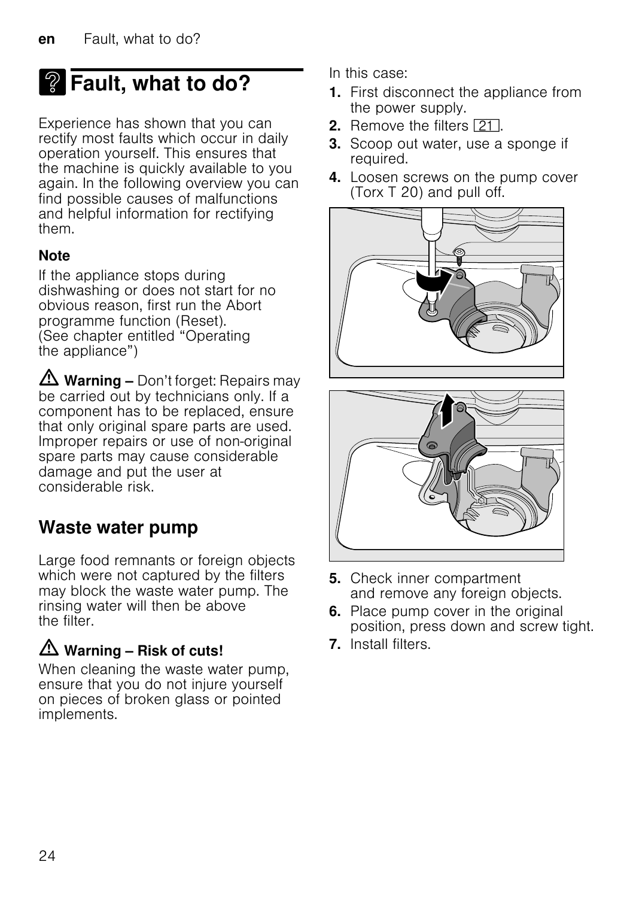# Fault, what to do?

Experience has shown that you can rectify most faults which occur in daily operation yourself. This ensures that the machine is quickly available to you again. In the following overview you can find possible causes of malfunctions and helpful information for rectifying them.

**Note**

If the appliance stops during dishwashing or does not start for no obvious reason, first run the Abort programme function (Reset). (See chapter entitled “Operating the appliance”)

⚠ **Warning –** Don’t forget: Repairs may be carried out by technicians only. If a component has to be replaced, ensure that only original spare parts are used. Improper repairs or use of non-original spare parts may cause considerable damage and put the user at considerable risk.

## Waste water pump

Large food remnants or foreign objects which were not captured by the filters may block the waste water pump. The rinsing water will then be above the filter.

⚠ **Warning – Risk of cuts!**

When cleaning the waste water pump, ensure that you do not injure yourself on pieces of broken glass or pointed implements.

In this case:

1. First disconnect the appliance from the power supply.
2. Remove the filters 21.
3. Scoop out water, use a sponge if required.
4. Loosen screws on the pump cover (Torx T 20) and pull off.
5. Check inner compartment and remove any foreign objects.
6. Place pump cover in the original position, press down and screw tight.
7. Install filters.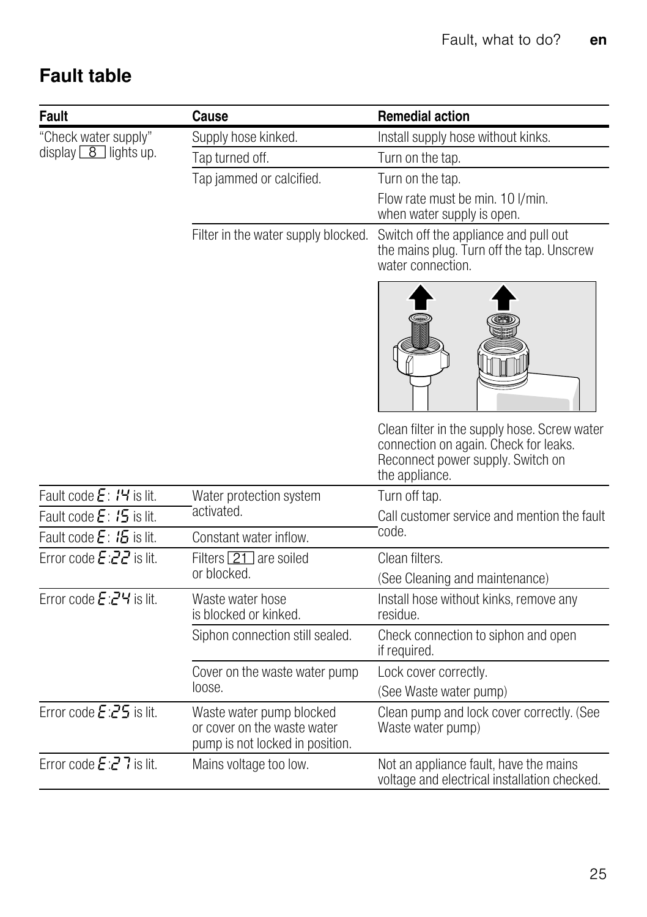## Fault table

| Fault | Cause | Remedial action |
|---|---|---|
| “Check water supply” display [8] lights up. | Supply hose kinked. | Install supply hose without kinks. |
| | Tap turned off. | Turn on the tap. |
| | Tap jammed or calcified. | Turn on the tap. Flow rate must be min. 10 l/min. when water supply is open. |
| | Filter in the water supply blocked. | Switch off the appliance and pull out the mains plug. Turn off the tap. Unscrew water connection. Clean filter in the supply hose. Screw water connection on again. Check for leaks. Reconnect power supply. Switch on the appliance. |
| Fault code E: 14 is lit. | Water protection system activated. | Turn off tap. Call customer service and mention the fault code. |
| Fault code E: 15 is lit. | | |
| Fault code E: 16 is lit. | Constant water inflow. | |
| Error code E:22 is lit. | Filters [21] are soiled or blocked. | Clean filters. (See Cleaning and maintenance) |
| Error code E:24 is lit. | Waste water hose is blocked or kinked. | Install hose without kinks, remove any residue. |
| | Siphon connection still sealed. | Check connection to siphon and open if required. |
| | Cover on the waste water pump loose. | Lock cover correctly. (See Waste water pump) |
| Error code E:25 is lit. | Waste water pump blocked or cover on the waste water pump is not locked in position. | Clean pump and lock cover correctly. (See Waste water pump) |
| Error code E:27 is lit. | Mains voltage too low. | Not an appliance fault, have the mains voltage and electrical installation checked. |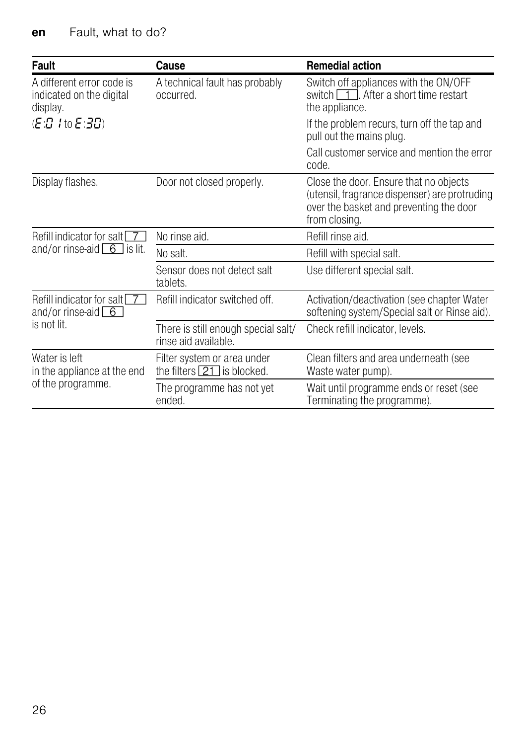| Fault | Cause | Remedial action |
|---|---|---|
| A different error code is indicated on the digital display. (E:01 to E:30) | A technical fault has probably occurred. | Switch off appliances with the ON/OFF switch 1. After a short time restart the appliance. |
| | | If the problem recurs, turn off the tap and pull out the mains plug. |
| | | Call customer service and mention the error code. |
| Display flashes. | Door not closed properly. | Close the door. Ensure that no objects (utensil, fragrance dispenser) are protruding over the basket and preventing the door from closing. |
| Refill indicator for salt 7 and/or rinse-aid 6 is lit. | No rinse aid. | Refill rinse aid. |
| | No salt. | Refill with special salt. |
| | Sensor does not detect salt tablets. | Use different special salt. |
| Refill indicator for salt 7 and/or rinse-aid 6 is not lit. | Refill indicator switched off. | Activation/deactivation (see chapter Water softening system/Special salt or Rinse aid). |
| | There is still enough special salt/ rinse aid available. | Check refill indicator, levels. |
| Water is left in the appliance at the end of the programme. | Filter system or area under the filters 21 is blocked. | Clean filters and area underneath (see Waste water pump). |
| | The programme has not yet ended. | Wait until programme ends or reset (see Terminating the programme). |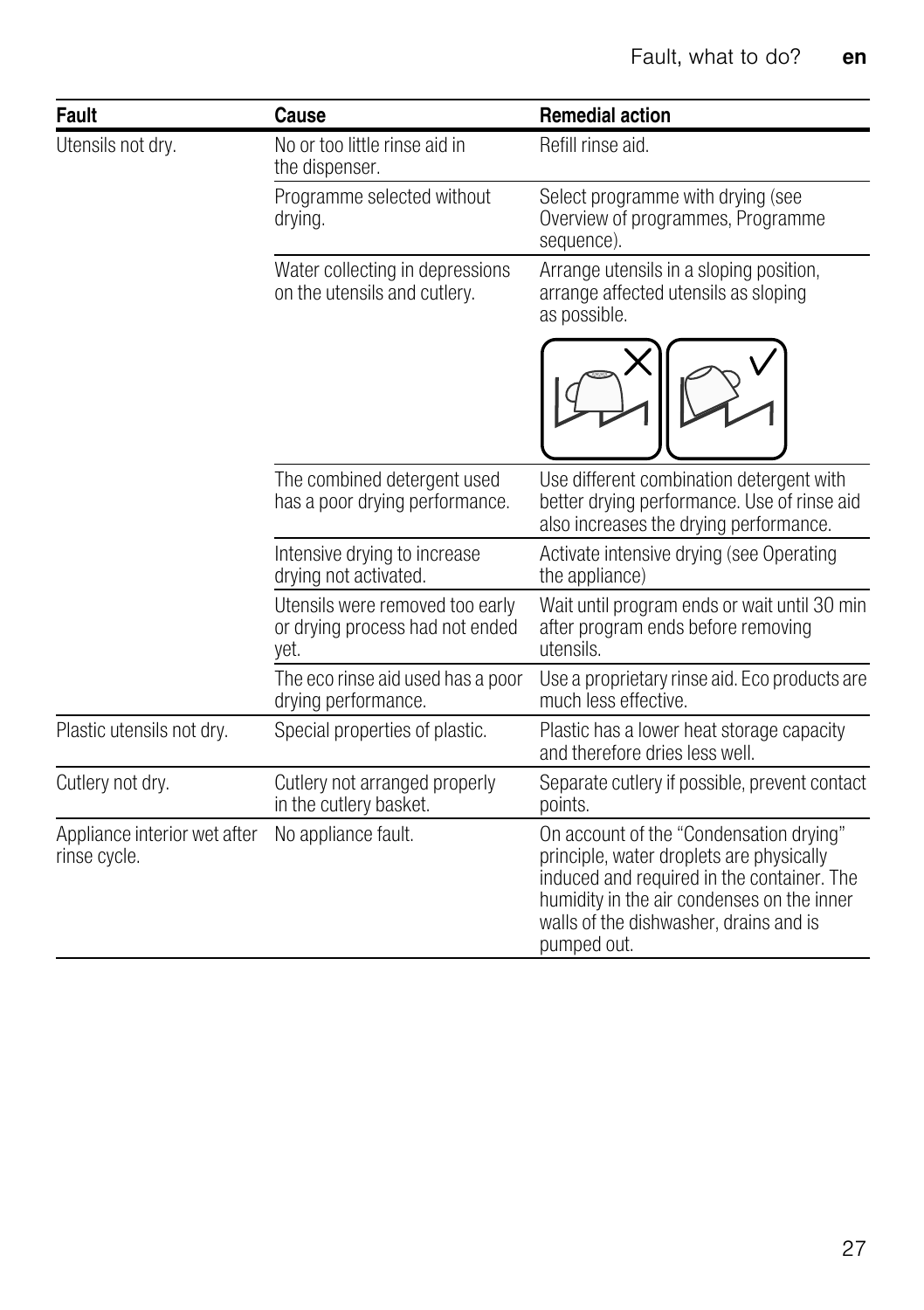| Fault | Cause | Remedial action |
|---|---|---|
| Utensils not dry. | No or too little rinse aid in the dispenser. | Refill rinse aid. |
| | Programme selected without drying. | Select programme with drying (see Overview of programmes, Programme sequence). |
| | Water collecting in depressions on the utensils and cutlery. | Arrange utensils in a sloping position, arrange affected utensils as sloping as possible. |
| | The combined detergent used has a poor drying performance. | Use different combination detergent with better drying performance. Use of rinse aid also increases the drying performance. |
| | Intensive drying to increase drying not activated. | Activate intensive drying (see Operating the appliance) |
| | Utensils were removed too early or drying process had not ended yet. | Wait until program ends or wait until 30 min after program ends before removing utensils. |
| | The eco rinse aid used has a poor drying performance. | Use a proprietary rinse aid. Eco products are much less effective. |
| Plastic utensils not dry. | Special properties of plastic. | Plastic has a lower heat storage capacity and therefore dries less well. |
| Cutlery not dry. | Cutlery not arranged properly in the cutlery basket. | Separate cutlery if possible, prevent contact points. |
| Appliance interior wet after rinse cycle. | No appliance fault. | On account of the “Condensation drying” principle, water droplets are physically induced and required in the container. The humidity in the air condenses on the inner walls of the dishwasher, drains and is pumped out. |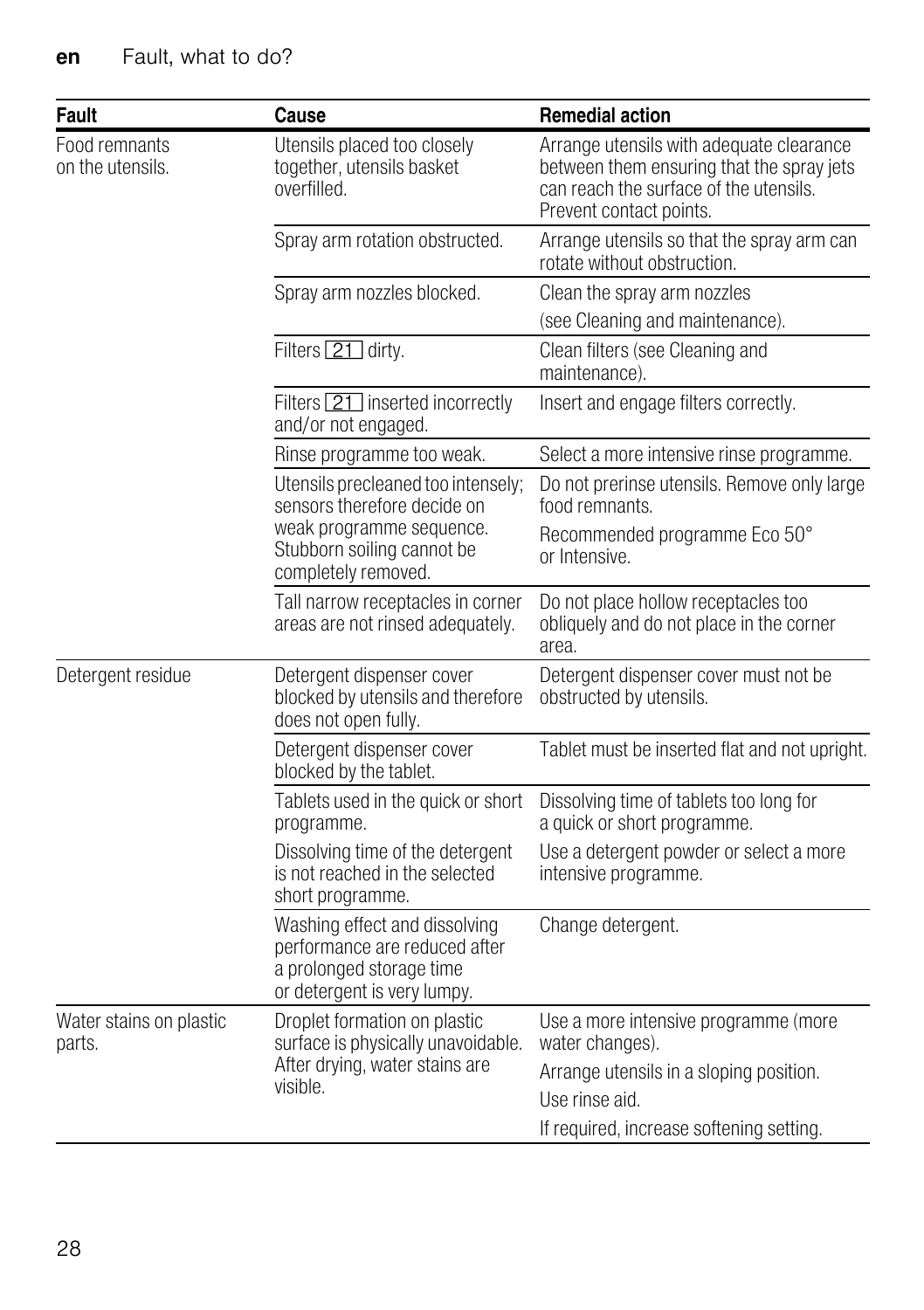| Fault | Cause | Remedial action |
|---|---|---|
| Food remnants on the utensils. | Utensils placed too closely together, utensils basket overfilled. | Arrange utensils with adequate clearance between them ensuring that the spray jets can reach the surface of the utensils. Prevent contact points. |
| | Spray arm rotation obstructed. | Arrange utensils so that the spray arm can rotate without obstruction. |
| | Spray arm nozzles blocked. | Clean the spray arm nozzles (see Cleaning and maintenance). |
| | Filters [21] dirty. | Clean filters (see Cleaning and maintenance). |
| | Filters [21] inserted incorrectly and/or not engaged. | Insert and engage filters correctly. |
| | Rinse programme too weak. | Select a more intensive rinse programme. |
| | Utensils precleaned too intensely; sensors therefore decide on weak programme sequence. Stubborn soiling cannot be completely removed. | Do not prerinse utensils. Remove only large food remnants. Recommended programme Eco 50° or Intensive. |
| | Tall narrow receptacles in corner areas are not rinsed adequately. | Do not place hollow receptacles too obliquely and do not place in the corner area. |
| Detergent residue | Detergent dispenser cover blocked by utensils and therefore does not open fully. | Detergent dispenser cover must not be obstructed by utensils. |
| | Detergent dispenser cover blocked by the tablet. | Tablet must be inserted flat and not upright. |
| | Tablets used in the quick or short programme. | Dissolving time of tablets too long for a quick or short programme. |
| | Dissolving time of the detergent is not reached in the selected short programme. | Use a detergent powder or select a more intensive programme. |
| | Washing effect and dissolving performance are reduced after a prolonged storage time or detergent is very lumpy. | Change detergent. |
| Water stains on plastic parts. | Droplet formation on plastic surface is physically unavoidable. After drying, water stains are visible. | Use a more intensive programme (more water changes). Arrange utensils in a sloping position. Use rinse aid. If required, increase softening setting. |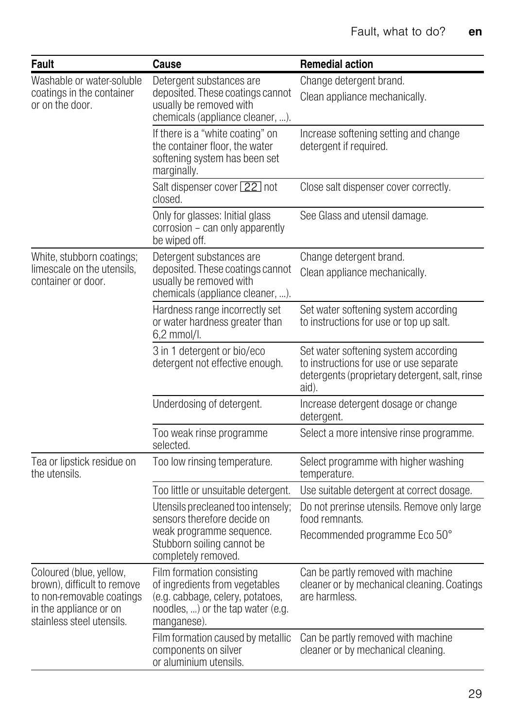| Fault | Cause | Remedial action |
|---|---|---|
| Washable or water-soluble coatings in the container or on the door. | Detergent substances are deposited. These coatings cannot usually be removed with chemicals (appliance cleaner, ...). | Change detergent brand.<br>Clean appliance mechanically. |
| | If there is a “white coating” on the container floor, the water softening system has been set marginally. | Increase softening setting and change detergent if required. |
| | Salt dispenser cover 22 not closed. | Close salt dispenser cover correctly. |
| | Only for glasses: Initial glass corrosion – can only apparently be wiped off. | See Glass and utensil damage. |
| White, stubborn coatings; limescale on the utensils, container or door. | Detergent substances are deposited. These coatings cannot usually be removed with chemicals (appliance cleaner, ...). | Change detergent brand.<br>Clean appliance mechanically. |
| | Hardness range incorrectly set or water hardness greater than 6,2 mmol/l. | Set water softening system according to instructions for use or top up salt. |
| | 3 in 1 detergent or bio/eco detergent not effective enough. | Set water softening system according to instructions for use or use separate detergents (proprietary detergent, salt, rinse aid). |
| | Underdosing of detergent. | Increase detergent dosage or change detergent. |
| | Too weak rinse programme selected. | Select a more intensive rinse programme. |
| Tea or lipstick residue on the utensils. | Too low rinsing temperature. | Select programme with higher washing temperature. |
| | Too little or unsuitable detergent. | Use suitable detergent at correct dosage. |
| | Utensils precleaned too intensely; sensors therefore decide on weak programme sequence. Stubborn soiling cannot be completely removed. | Do not prerinse utensils. Remove only large food remnants.<br>Recommended programme Eco 50° |
| Coloured (blue, yellow, brown), difficult to remove to non-removable coatings in the appliance or on stainless steel utensils. | Film formation consisting of ingredients from vegetables (e.g. cabbage, celery, potatoes, noodles, ...) or the tap water (e.g. manganese). | Can be partly removed with machine cleaner or by mechanical cleaning. Coatings are harmless. |
| | Film formation caused by metallic components on silver or aluminium utensils. | Can be partly removed with machine cleaner or by mechanical cleaning. |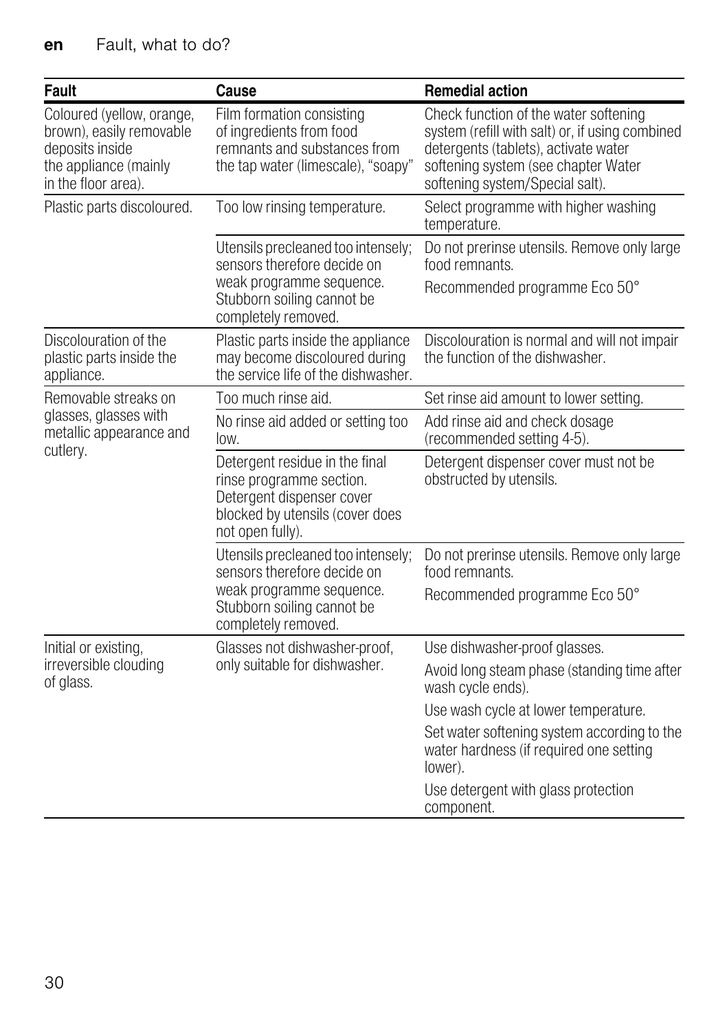| Fault | Cause | Remedial action |
|---|---|---|
| Coloured (yellow, orange, brown), easily removable deposits inside the appliance (mainly in the floor area). | Film formation consisting of ingredients from food remnants and substances from the tap water (limescale), "soapy" | Check function of the water softening system (refill with salt) or, if using combined detergents (tablets), activate water softening system (see chapter Water softening system/Special salt). |
| Plastic parts discoloured. | Too low rinsing temperature. | Select programme with higher washing temperature. |
| | Utensils precleaned too intensely; sensors therefore decide on weak programme sequence. Stubborn soiling cannot be completely removed. | Do not prerinse utensils. Remove only large food remnants.<br>Recommended programme Eco 50° |
| Discolouration of the plastic parts inside the appliance. | Plastic parts inside the appliance may become discoloured during the service life of the dishwasher. | Discolouration is normal and will not impair the function of the dishwasher. |
| Removable streaks on glasses, glasses with metallic appearance and cutlery. | Too much rinse aid. | Set rinse aid amount to lower setting. |
| | No rinse aid added or setting too low. | Add rinse aid and check dosage (recommended setting 4-5). |
| | Detergent residue in the final rinse programme section. Detergent dispenser cover blocked by utensils (cover does not open fully). | Detergent dispenser cover must not be obstructed by utensils. |
| | Utensils precleaned too intensely; sensors therefore decide on weak programme sequence. Stubborn soiling cannot be completely removed. | Do not prerinse utensils. Remove only large food remnants.<br>Recommended programme Eco 50° |
| Initial or existing, irreversible clouding of glass. | Glasses not dishwasher-proof, only suitable for dishwasher. | Use dishwasher-proof glasses.<br>Avoid long steam phase (standing time after wash cycle ends).<br>Use wash cycle at lower temperature.<br>Set water softening system according to the water hardness (if required one setting lower).<br>Use detergent with glass protection component. |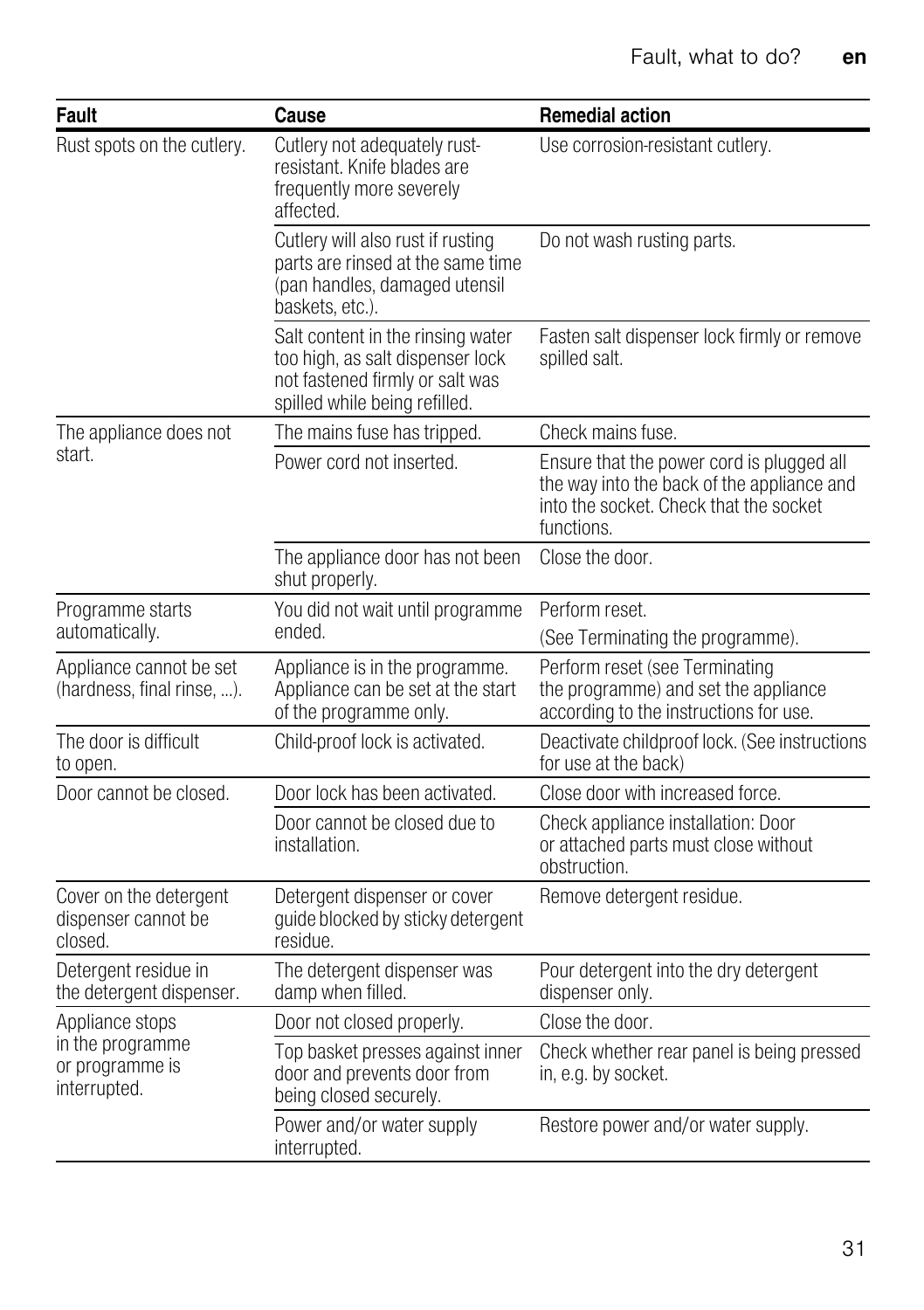| Fault | Cause | Remedial action |
|---|---|---|
| Rust spots on the cutlery. | Cutlery not adequately rust-resistant. Knife blades are frequently more severely affected. | Use corrosion-resistant cutlery. |
| | Cutlery will also rust if rusting parts are rinsed at the same time (pan handles, damaged utensil baskets, etc.). | Do not wash rusting parts. |
| | Salt content in the rinsing water too high, as salt dispenser lock not fastened firmly or salt was spilled while being refilled. | Fasten salt dispenser lock firmly or remove spilled salt. |
| The appliance does not start. | The mains fuse has tripped. | Check mains fuse. |
| | Power cord not inserted. | Ensure that the power cord is plugged all the way into the back of the appliance and into the socket. Check that the socket functions. |
| | The appliance door has not been shut properly. | Close the door. |
| Programme starts automatically. | You did not wait until programme ended. | Perform reset.<br>(See Terminating the programme). |
| Appliance cannot be set (hardness, final rinse, ...). | Appliance is in the programme. Appliance can be set at the start of the programme only. | Perform reset (see Terminating the programme) and set the appliance according to the instructions for use. |
| The door is difficult to open. | Child-proof lock is activated. | Deactivate childproof lock. (See instructions for use at the back) |
| Door cannot be closed. | Door lock has been activated. | Close door with increased force. |
| | Door cannot be closed due to installation. | Check appliance installation: Door or attached parts must close without obstruction. |
| Cover on the detergent dispenser cannot be closed. | Detergent dispenser or cover guide blocked by sticky detergent residue. | Remove detergent residue. |
| Detergent residue in the detergent dispenser. | The detergent dispenser was damp when filled. | Pour detergent into the dry detergent dispenser only. |
| Appliance stops in the programme or programme is interrupted. | Door not closed properly. | Close the door. |
| | Top basket presses against inner door and prevents door from being closed securely. | Check whether rear panel is being pressed in, e.g. by socket. |
| | Power and/or water supply interrupted. | Restore power and/or water supply. |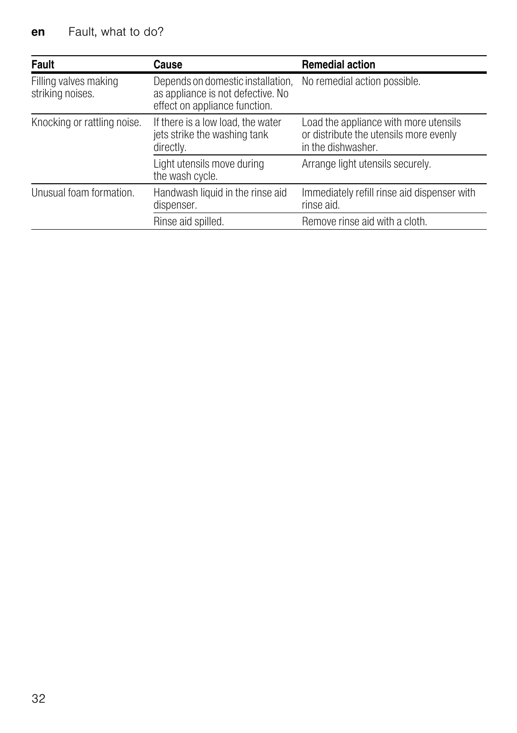| Fault | Cause | Remedial action |
|---|---|---|
| Filling valves making striking noises. | Depends on domestic installation, as appliance is not defective. No effect on appliance function. | No remedial action possible. |
| Knocking or rattling noise. | If there is a low load, the water jets strike the washing tank directly. | Load the appliance with more utensils or distribute the utensils more evenly in the dishwasher. |
| | Light utensils move during the wash cycle. | Arrange light utensils securely. |
| Unusual foam formation. | Handwash liquid in the rinse aid dispenser. | Immediately refill rinse aid dispenser with rinse aid. |
| | Rinse aid spilled. | Remove rinse aid with a cloth. |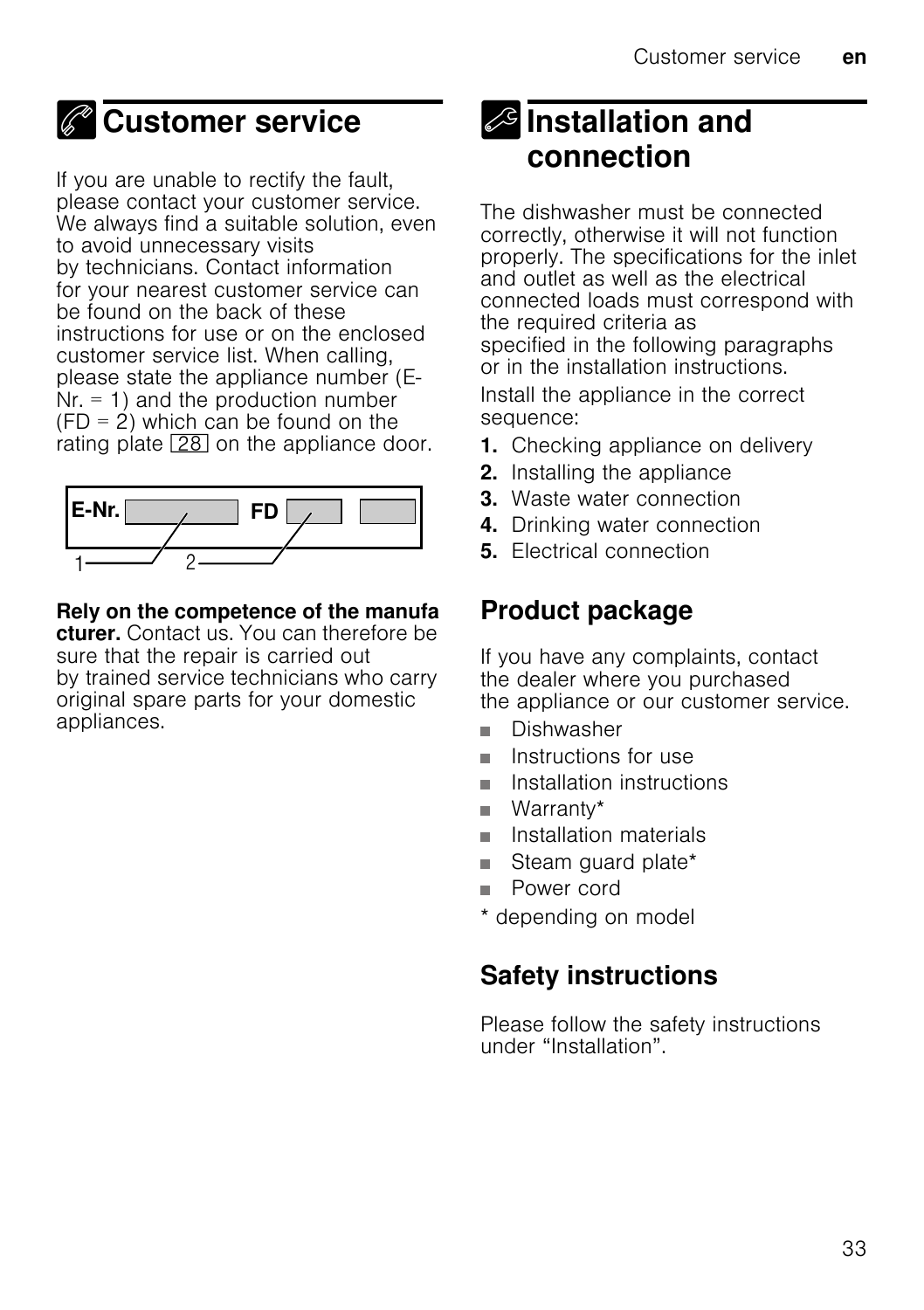# Customer service

If you are unable to rectify the fault, please contact your customer service. We always find a suitable solution, even to avoid unnecessary visits by technicians. Contact information for your nearest customer service can be found on the back of these instructions for use or on the enclosed customer service list. When calling, please state the appliance number (E-Nr. = 1) and the production number (FD = 2) which can be found on the rating plate [28] on the appliance door.

E-Nr. FD

1 2

**Rely on the competence of the manufacturer.** Contact us. You can therefore be sure that the repair is carried out by trained service technicians who carry original spare parts for your domestic appliances.

# Installation and connection

The dishwasher must be connected correctly, otherwise it will not function properly. The specifications for the inlet and outlet as well as the electrical connected loads must correspond with the required criteria as specified in the following paragraphs or in the installation instructions.

Install the appliance in the correct sequence:

1. Checking appliance on delivery
2. Installing the appliance
3. Waste water connection
4. Drinking water connection
5. Electrical connection

## Product package

If you have any complaints, contact the dealer where you purchased the appliance or our customer service.

- Dishwasher
- Instructions for use
- Installation instructions
- Warranty*
- Installation materials
- Steam guard plate*
- Power cord

* depending on model

## Safety instructions

Please follow the safety instructions under "Installation".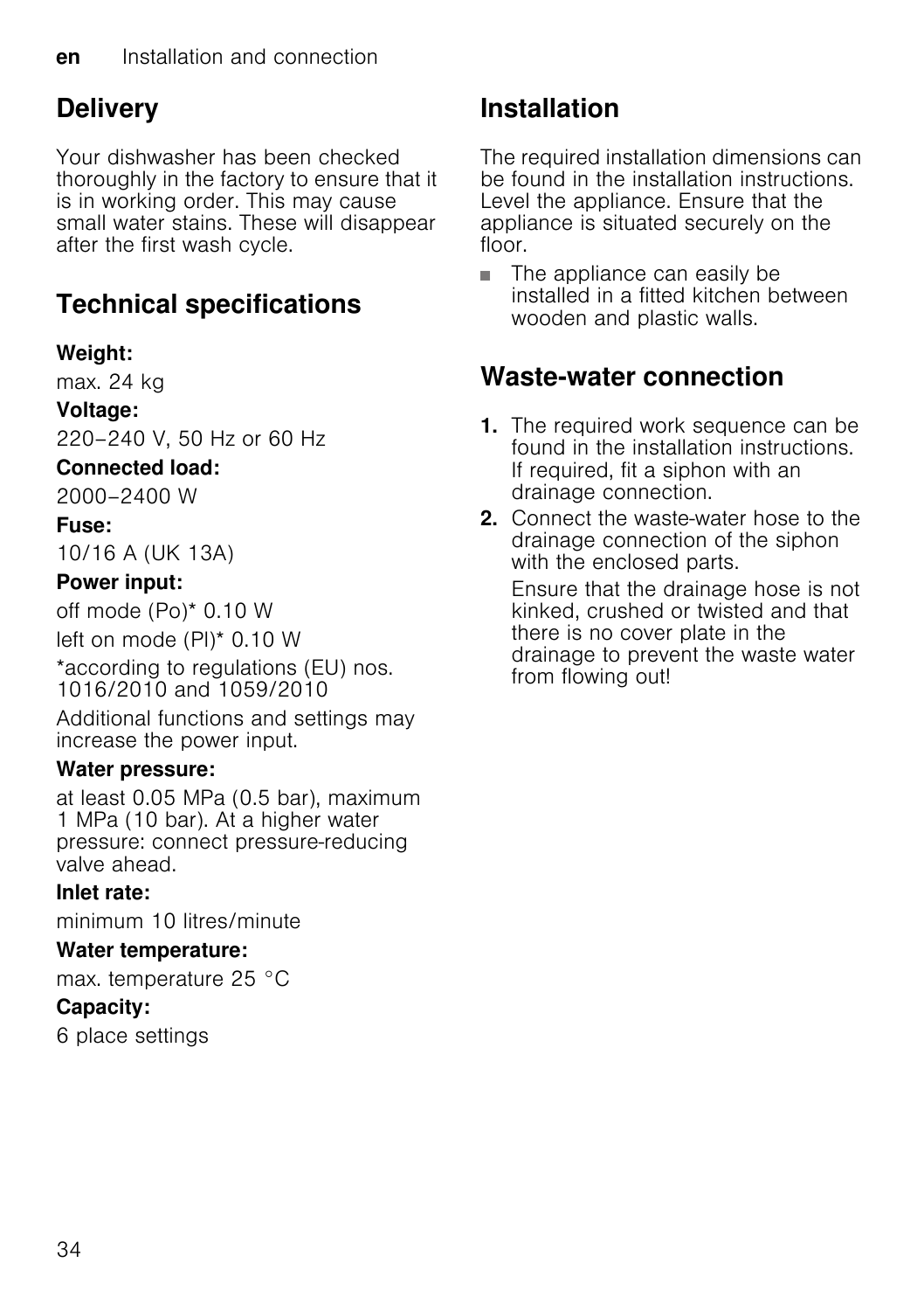## Delivery

Your dishwasher has been checked thoroughly in the factory to ensure that it is in working order. This may cause small water stains. These will disappear after the first wash cycle.

## Technical specifications

**Weight:**

max. 24 kg

**Voltage:**

220–240 V, 50 Hz or 60 Hz

**Connected load:**

2000–2400 W

**Fuse:**

10/16 A (UK 13A)

**Power input:**

off mode (Po)* 0.10 W

left on mode (Pl)* 0.10 W

*according to regulations (EU) nos. 1016/2010 and 1059/2010

Additional functions and settings may increase the power input.

**Water pressure:**

at least 0.05 MPa (0.5 bar), maximum 1 MPa (10 bar). At a higher water pressure: connect pressure-reducing valve ahead.

**Inlet rate:**

minimum 10 litres/minute

**Water temperature:**

max. temperature 25 °C

**Capacity:**

6 place settings

## Installation

The required installation dimensions can be found in the installation instructions. Level the appliance. Ensure that the appliance is situated securely on the floor.

- The appliance can easily be installed in a fitted kitchen between wooden and plastic walls.

## Waste-water connection

1. The required work sequence can be found in the installation instructions. If required, fit a siphon with an drainage connection.
2. Connect the waste-water hose to the drainage connection of the siphon with the enclosed parts.

   Ensure that the drainage hose is not kinked, crushed or twisted and that there is no cover plate in the drainage to prevent the waste water from flowing out!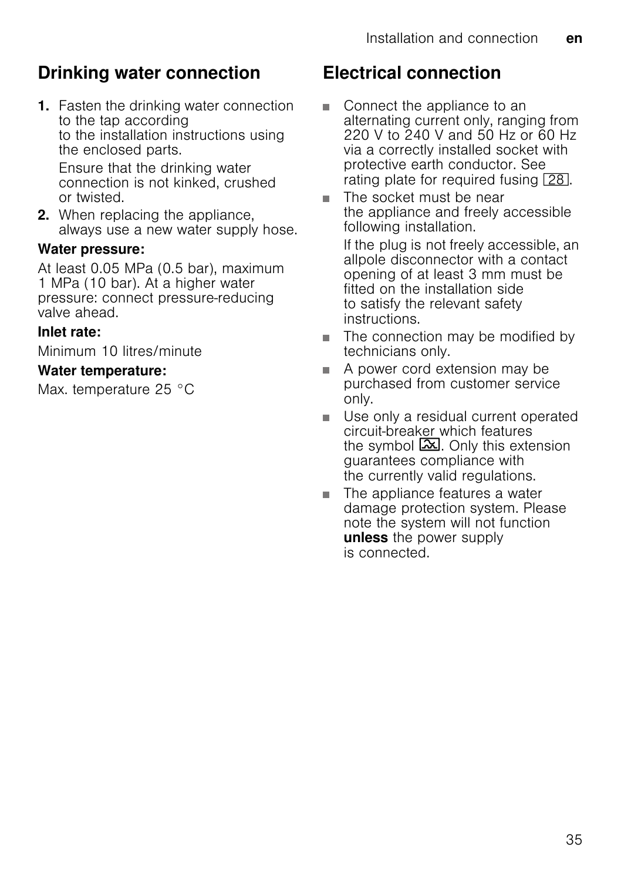## Drinking water connection

1. Fasten the drinking water connection to the tap according to the installation instructions using the enclosed parts.

   Ensure that the drinking water connection is not kinked, crushed or twisted.
2. When replacing the appliance, always use a new water supply hose.

**Water pressure:**

At least 0.05 MPa (0.5 bar), maximum 1 MPa (10 bar). At a higher water pressure: connect pressure-reducing valve ahead.

**Inlet rate:**

Minimum 10 litres/minute

**Water temperature:**

Max. temperature 25 °C

## Electrical connection

- Connect the appliance to an alternating current only, ranging from 220 V to 240 V and 50 Hz or 60 Hz via a correctly installed socket with protective earth conductor. See rating plate for required fusing 28.
- The socket must be near the appliance and freely accessible following installation.

  If the plug is not freely accessible, an allpole disconnector with a contact opening of at least 3 mm must be fitted on the installation side to satisfy the relevant safety instructions.
- The connection may be modified by technicians only.
- A power cord extension may be purchased from customer service only.
- Use only a residual current operated circuit-breaker which features the symbol ⌧. Only this extension guarantees compliance with the currently valid regulations.
- The appliance features a water damage protection system. Please note the system will not function **unless** the power supply is connected.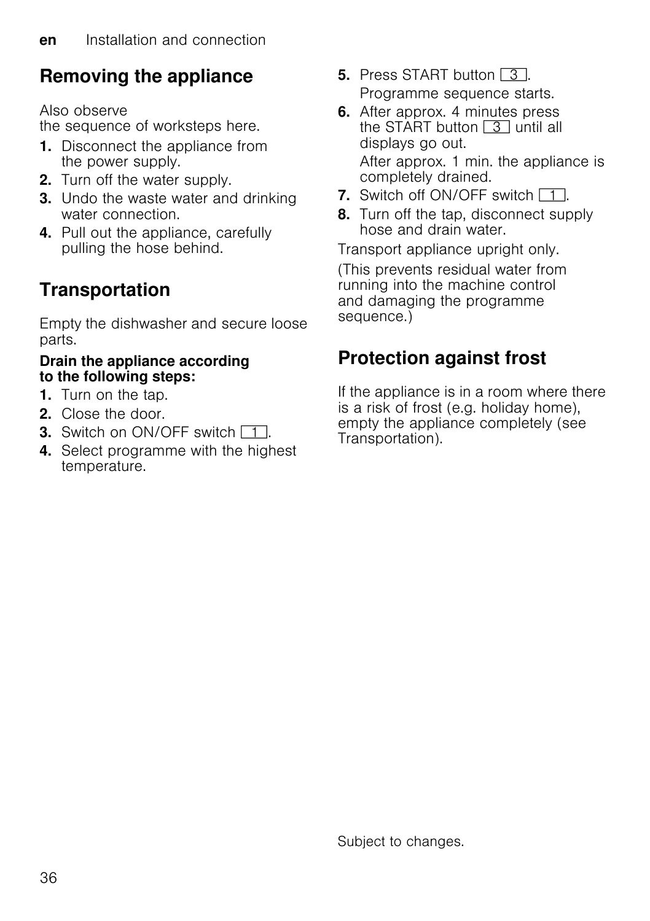## Removing the appliance

Also observe
the sequence of worksteps here.

1. Disconnect the appliance from the power supply.
2. Turn off the water supply.
3. Undo the waste water and drinking water connection.
4. Pull out the appliance, carefully pulling the hose behind.

## Transportation

Empty the dishwasher and secure loose parts.

**Drain the appliance according to the following steps:**

1. Turn on the tap.
2. Close the door.
3. Switch on ON/OFF switch 1.
4. Select programme with the highest temperature.
5. Press START button 3.
   Programme sequence starts.
6. After approx. 4 minutes press the START button 3 until all displays go out.
   After approx. 1 min. the appliance is completely drained.
7. Switch off ON/OFF switch 1.
8. Turn off the tap, disconnect supply hose and drain water.

Transport appliance upright only.

(This prevents residual water from running into the machine control and damaging the programme sequence.)

## Protection against frost

If the appliance is in a room where there is a risk of frost (e.g. holiday home), empty the appliance completely (see Transportation).

Subject to changes.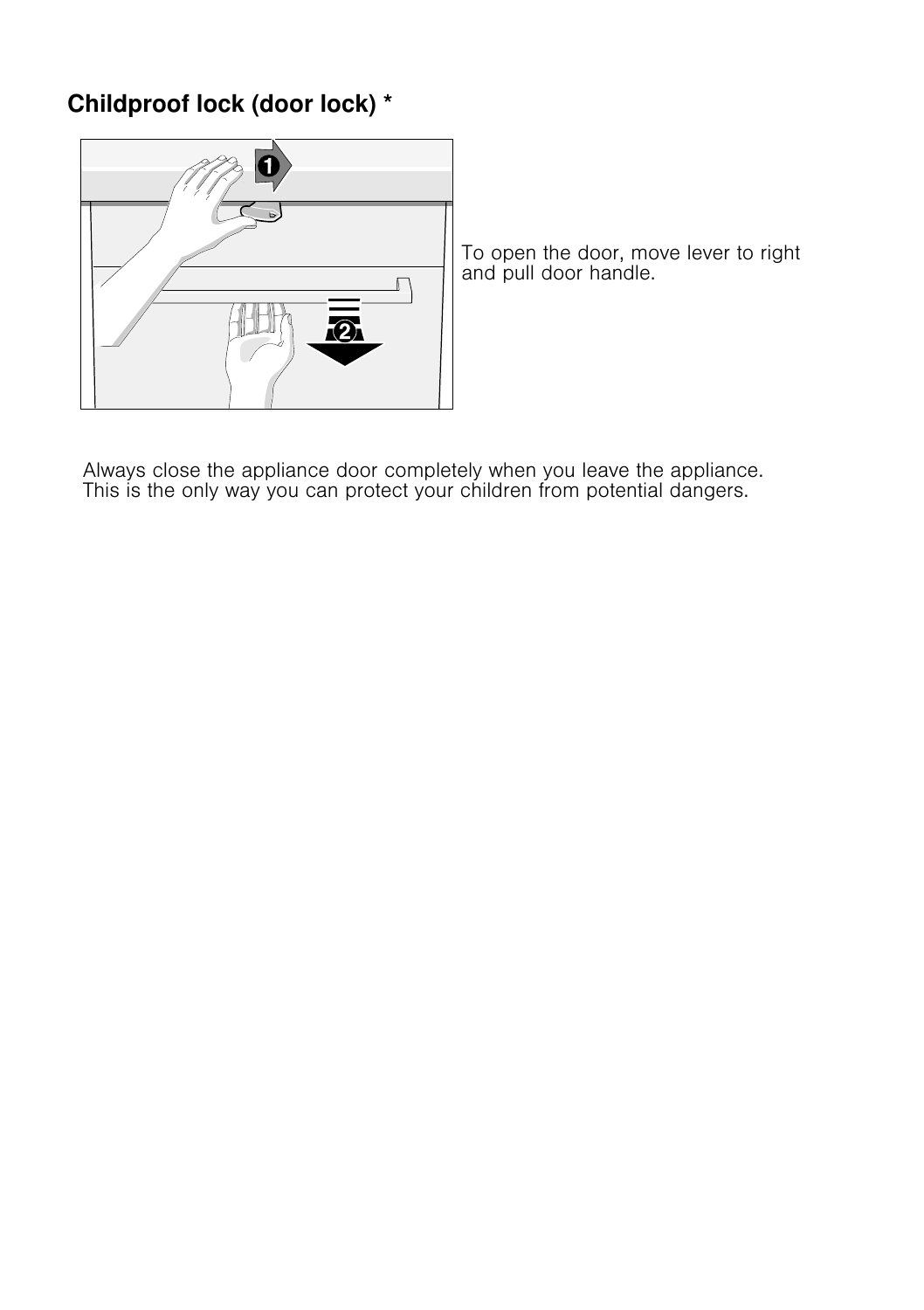## Childproof lock (door lock) *

To open the door, move lever to right and pull door handle.

Always close the appliance door completely when you leave the appliance. This is the only way you can protect your children from potential dangers.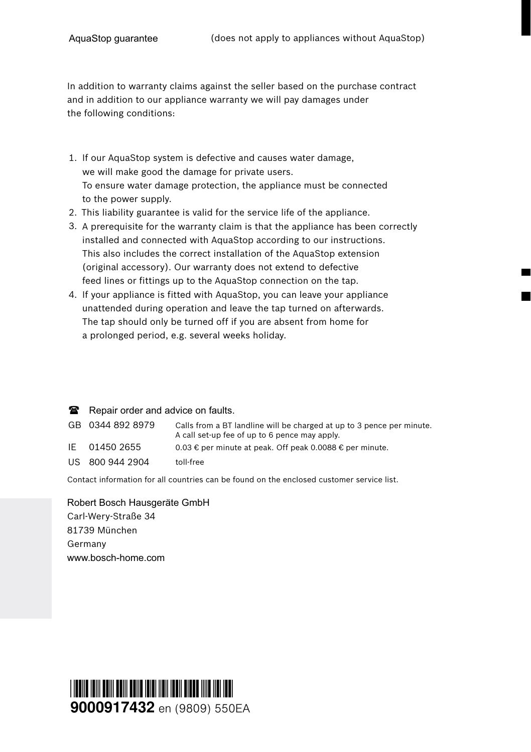## AquaStop guarantee (does not apply to appliances without AquaStop)

In addition to warranty claims against the seller based on the purchase contract and in addition to our appliance warranty we will pay damages under the following conditions:

1. If our AquaStop system is defective and causes water damage, we will make good the damage for private users. To ensure water damage protection, the appliance must be connected to the power supply.
2. This liability guarantee is valid for the service life of the appliance.
3. A prerequisite for the warranty claim is that the appliance has been correctly installed and connected with AquaStop according to our instructions. This also includes the correct installation of the AquaStop extension (original accessory). Our warranty does not extend to defective feed lines or fittings up to the AquaStop connection on the tap.
4. If your appliance is fitted with AquaStop, you can leave your appliance unattended during operation and leave the tap turned on afterwards. The tap should only be turned off if you are absent from home for a prolonged period, e.g. several weeks holiday.

☎ Repair order and advice on faults.

| | | |
|---|---|---|
| GB | 0344 892 8979 | Calls from a BT landline will be charged at up to 3 pence per minute. A call set-up fee of up to 6 pence may apply. |
| IE | 01450 2655 | 0.03 € per minute at peak. Off peak 0.0088 € per minute. |
| US | 800 944 2904 | toll-free |

Contact information for all countries can be found on the enclosed customer service list.

Robert Bosch Hausgeräte GmbH
Carl-Wery-Straße 34
81739 München
Germany
www.bosch-home.com

**9000917432** en (9809) 550EA